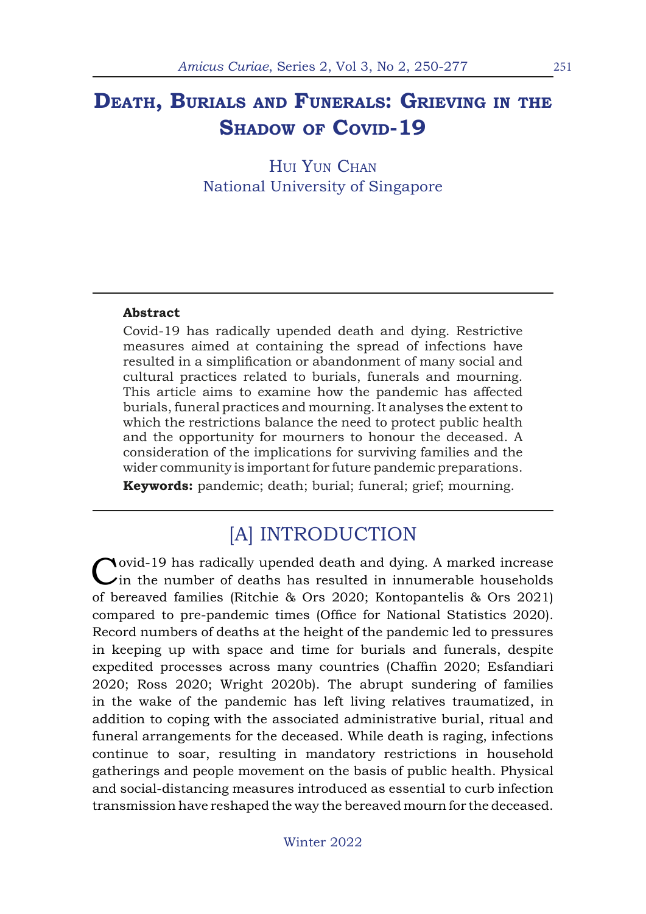# Death, Burials and Funerals: Grieving in the Shadow of Covid-19

Hui Yun Chan
National University of Singapore

**Abstract**

Covid-19 has radically upended death and dying. Restrictive measures aimed at containing the spread of infections have resulted in a simplification or abandonment of many social and cultural practices related to burials, funerals and mourning. This article aims to examine how the pandemic has affected burials, funeral practices and mourning. It analyses the extent to which the restrictions balance the need to protect public health and the opportunity for mourners to honour the deceased. A consideration of the implications for surviving families and the wider community is important for future pandemic preparations.

**Keywords:** pandemic; death; burial; funeral; grief; mourning.

## [A] INTRODUCTION

Covid-19 has radically upended death and dying. A marked increase in the number of deaths has resulted in innumerable households of bereaved families (Ritchie & Ors 2020; Kontopantelis & Ors 2021) compared to pre-pandemic times (Office for National Statistics 2020). Record numbers of deaths at the height of the pandemic led to pressures in keeping up with space and time for burials and funerals, despite expedited processes across many countries (Chaffin 2020; Esfandiari 2020; Ross 2020; Wright 2020b). The abrupt sundering of families in the wake of the pandemic has left living relatives traumatized, in addition to coping with the associated administrative burial, ritual and funeral arrangements for the deceased. While death is raging, infections continue to soar, resulting in mandatory restrictions in household gatherings and people movement on the basis of public health. Physical and social-distancing measures introduced as essential to curb infection transmission have reshaped the way the bereaved mourn for the deceased.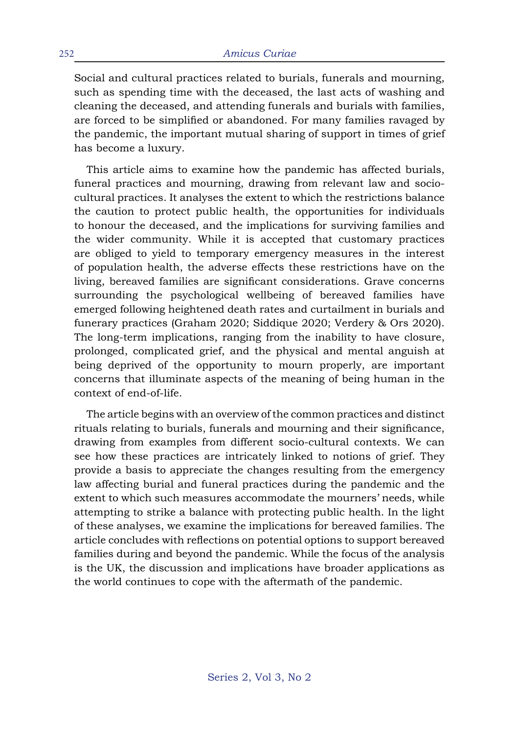Social and cultural practices related to burials, funerals and mourning, such as spending time with the deceased, the last acts of washing and cleaning the deceased, and attending funerals and burials with families, are forced to be simplified or abandoned. For many families ravaged by the pandemic, the important mutual sharing of support in times of grief has become a luxury.

This article aims to examine how the pandemic has affected burials, funeral practices and mourning, drawing from relevant law and socio-cultural practices. It analyses the extent to which the restrictions balance the caution to protect public health, the opportunities for individuals to honour the deceased, and the implications for surviving families and the wider community. While it is accepted that customary practices are obliged to yield to temporary emergency measures in the interest of population health, the adverse effects these restrictions have on the living, bereaved families are significant considerations. Grave concerns surrounding the psychological wellbeing of bereaved families have emerged following heightened death rates and curtailment in burials and funerary practices (Graham 2020; Siddique 2020; Verdery & Ors 2020). The long-term implications, ranging from the inability to have closure, prolonged, complicated grief, and the physical and mental anguish at being deprived of the opportunity to mourn properly, are important concerns that illuminate aspects of the meaning of being human in the context of end-of-life.

The article begins with an overview of the common practices and distinct rituals relating to burials, funerals and mourning and their significance, drawing from examples from different socio-cultural contexts. We can see how these practices are intricately linked to notions of grief. They provide a basis to appreciate the changes resulting from the emergency law affecting burial and funeral practices during the pandemic and the extent to which such measures accommodate the mourners' needs, while attempting to strike a balance with protecting public health. In the light of these analyses, we examine the implications for bereaved families. The article concludes with reflections on potential options to support bereaved families during and beyond the pandemic. While the focus of the analysis is the UK, the discussion and implications have broader applications as the world continues to cope with the aftermath of the pandemic.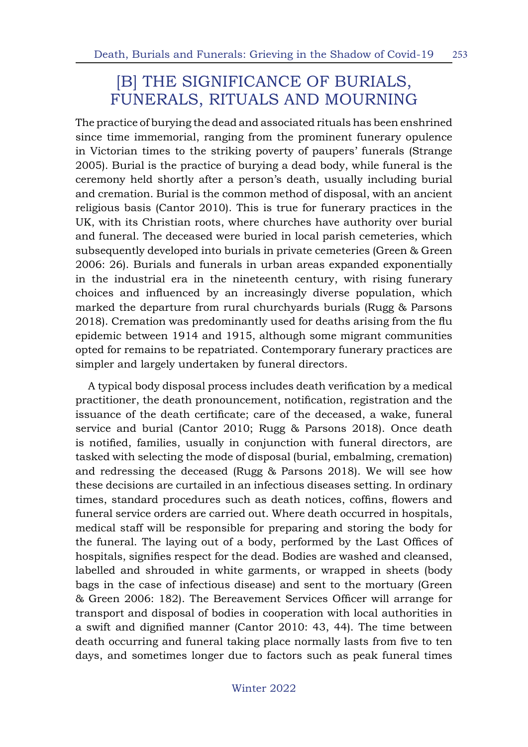## [B] THE SIGNIFICANCE OF BURIALS, FUNERALS, RITUALS AND MOURNING

The practice of burying the dead and associated rituals has been enshrined since time immemorial, ranging from the prominent funerary opulence in Victorian times to the striking poverty of paupers' funerals (Strange 2005). Burial is the practice of burying a dead body, while funeral is the ceremony held shortly after a person's death, usually including burial and cremation. Burial is the common method of disposal, with an ancient religious basis (Cantor 2010). This is true for funerary practices in the UK, with its Christian roots, where churches have authority over burial and funeral. The deceased were buried in local parish cemeteries, which subsequently developed into burials in private cemeteries (Green & Green 2006: 26). Burials and funerals in urban areas expanded exponentially in the industrial era in the nineteenth century, with rising funerary choices and influenced by an increasingly diverse population, which marked the departure from rural churchyards burials (Rugg & Parsons 2018). Cremation was predominantly used for deaths arising from the flu epidemic between 1914 and 1915, although some migrant communities opted for remains to be repatriated. Contemporary funerary practices are simpler and largely undertaken by funeral directors.

A typical body disposal process includes death verification by a medical practitioner, the death pronouncement, notification, registration and the issuance of the death certificate; care of the deceased, a wake, funeral service and burial (Cantor 2010; Rugg & Parsons 2018). Once death is notified, families, usually in conjunction with funeral directors, are tasked with selecting the mode of disposal (burial, embalming, cremation) and redressing the deceased (Rugg & Parsons 2018). We will see how these decisions are curtailed in an infectious diseases setting. In ordinary times, standard procedures such as death notices, coffins, flowers and funeral service orders are carried out. Where death occurred in hospitals, medical staff will be responsible for preparing and storing the body for the funeral. The laying out of a body, performed by the Last Offices of hospitals, signifies respect for the dead. Bodies are washed and cleansed, labelled and shrouded in white garments, or wrapped in sheets (body bags in the case of infectious disease) and sent to the mortuary (Green & Green 2006: 182). The Bereavement Services Officer will arrange for transport and disposal of bodies in cooperation with local authorities in a swift and dignified manner (Cantor 2010: 43, 44). The time between death occurring and funeral taking place normally lasts from five to ten days, and sometimes longer due to factors such as peak funeral times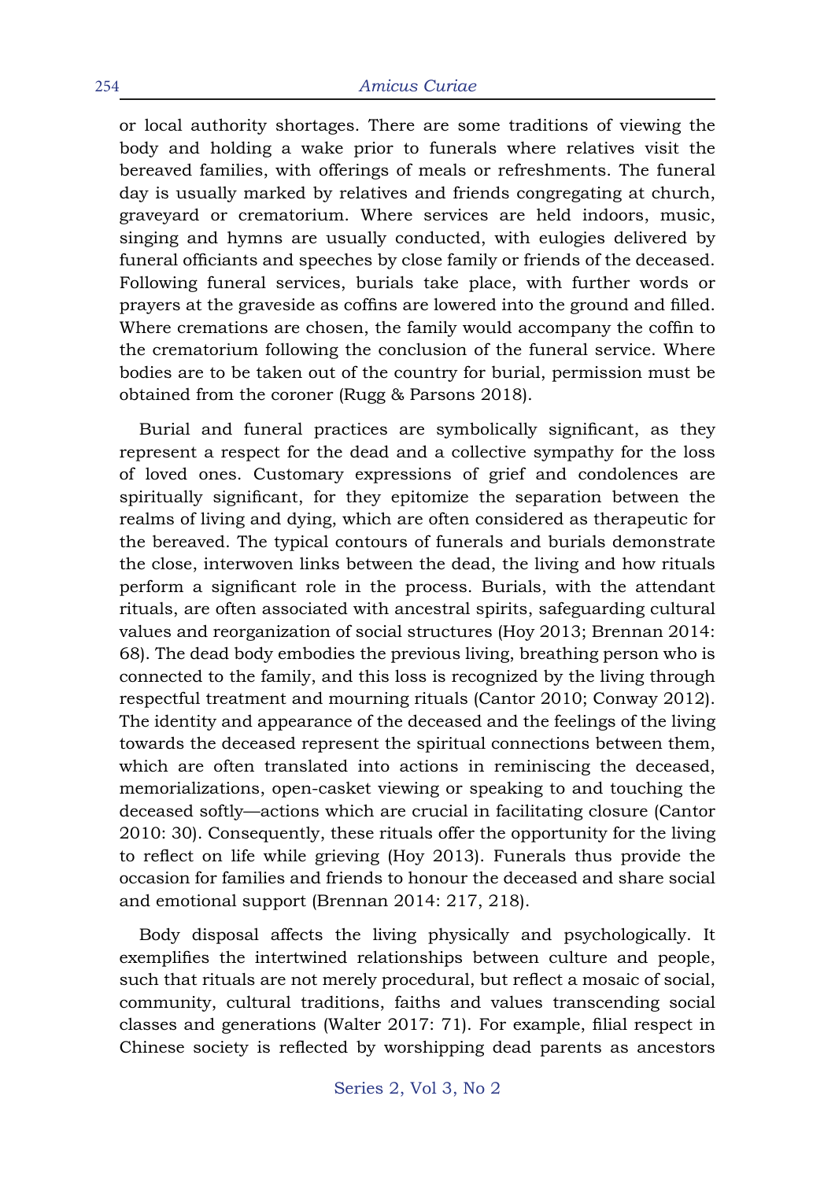or local authority shortages. There are some traditions of viewing the body and holding a wake prior to funerals where relatives visit the bereaved families, with offerings of meals or refreshments. The funeral day is usually marked by relatives and friends congregating at church, graveyard or crematorium. Where services are held indoors, music, singing and hymns are usually conducted, with eulogies delivered by funeral officiants and speeches by close family or friends of the deceased. Following funeral services, burials take place, with further words or prayers at the graveside as coffins are lowered into the ground and filled. Where cremations are chosen, the family would accompany the coffin to the crematorium following the conclusion of the funeral service. Where bodies are to be taken out of the country for burial, permission must be obtained from the coroner (Rugg & Parsons 2018).

Burial and funeral practices are symbolically significant, as they represent a respect for the dead and a collective sympathy for the loss of loved ones. Customary expressions of grief and condolences are spiritually significant, for they epitomize the separation between the realms of living and dying, which are often considered as therapeutic for the bereaved. The typical contours of funerals and burials demonstrate the close, interwoven links between the dead, the living and how rituals perform a significant role in the process. Burials, with the attendant rituals, are often associated with ancestral spirits, safeguarding cultural values and reorganization of social structures (Hoy 2013; Brennan 2014: 68). The dead body embodies the previous living, breathing person who is connected to the family, and this loss is recognized by the living through respectful treatment and mourning rituals (Cantor 2010; Conway 2012). The identity and appearance of the deceased and the feelings of the living towards the deceased represent the spiritual connections between them, which are often translated into actions in reminiscing the deceased, memorializations, open-casket viewing or speaking to and touching the deceased softly—actions which are crucial in facilitating closure (Cantor 2010: 30). Consequently, these rituals offer the opportunity for the living to reflect on life while grieving (Hoy 2013). Funerals thus provide the occasion for families and friends to honour the deceased and share social and emotional support (Brennan 2014: 217, 218).

Body disposal affects the living physically and psychologically. It exemplifies the intertwined relationships between culture and people, such that rituals are not merely procedural, but reflect a mosaic of social, community, cultural traditions, faiths and values transcending social classes and generations (Walter 2017: 71). For example, filial respect in Chinese society is reflected by worshipping dead parents as ancestors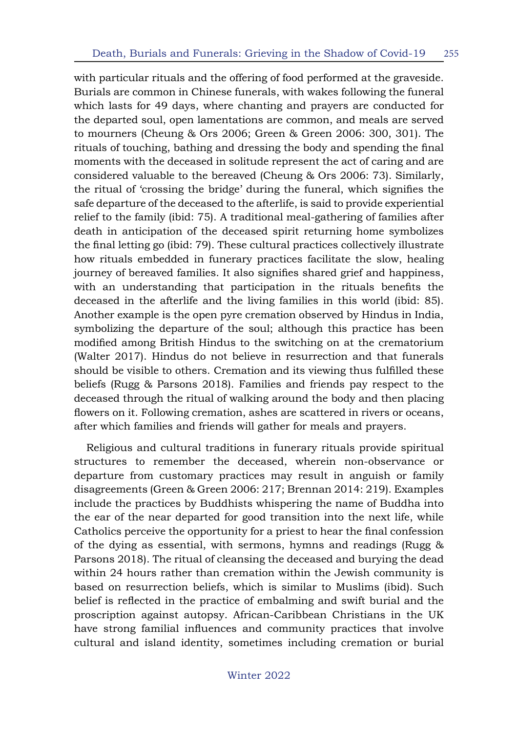with particular rituals and the offering of food performed at the graveside. Burials are common in Chinese funerals, with wakes following the funeral which lasts for 49 days, where chanting and prayers are conducted for the departed soul, open lamentations are common, and meals are served to mourners (Cheung & Ors 2006; Green & Green 2006: 300, 301). The rituals of touching, bathing and dressing the body and spending the final moments with the deceased in solitude represent the act of caring and are considered valuable to the bereaved (Cheung & Ors 2006: 73). Similarly, the ritual of 'crossing the bridge' during the funeral, which signifies the safe departure of the deceased to the afterlife, is said to provide experiential relief to the family (ibid: 75). A traditional meal-gathering of families after death in anticipation of the deceased spirit returning home symbolizes the final letting go (ibid: 79). These cultural practices collectively illustrate how rituals embedded in funerary practices facilitate the slow, healing journey of bereaved families. It also signifies shared grief and happiness, with an understanding that participation in the rituals benefits the deceased in the afterlife and the living families in this world (ibid: 85). Another example is the open pyre cremation observed by Hindus in India, symbolizing the departure of the soul; although this practice has been modified among British Hindus to the switching on at the crematorium (Walter 2017). Hindus do not believe in resurrection and that funerals should be visible to others. Cremation and its viewing thus fulfilled these beliefs (Rugg & Parsons 2018). Families and friends pay respect to the deceased through the ritual of walking around the body and then placing flowers on it. Following cremation, ashes are scattered in rivers or oceans, after which families and friends will gather for meals and prayers.

Religious and cultural traditions in funerary rituals provide spiritual structures to remember the deceased, wherein non-observance or departure from customary practices may result in anguish or family disagreements (Green & Green 2006: 217; Brennan 2014: 219). Examples include the practices by Buddhists whispering the name of Buddha into the ear of the near departed for good transition into the next life, while Catholics perceive the opportunity for a priest to hear the final confession of the dying as essential, with sermons, hymns and readings (Rugg & Parsons 2018). The ritual of cleansing the deceased and burying the dead within 24 hours rather than cremation within the Jewish community is based on resurrection beliefs, which is similar to Muslims (ibid). Such belief is reflected in the practice of embalming and swift burial and the proscription against autopsy. African-Caribbean Christians in the UK have strong familial influences and community practices that involve cultural and island identity, sometimes including cremation or burial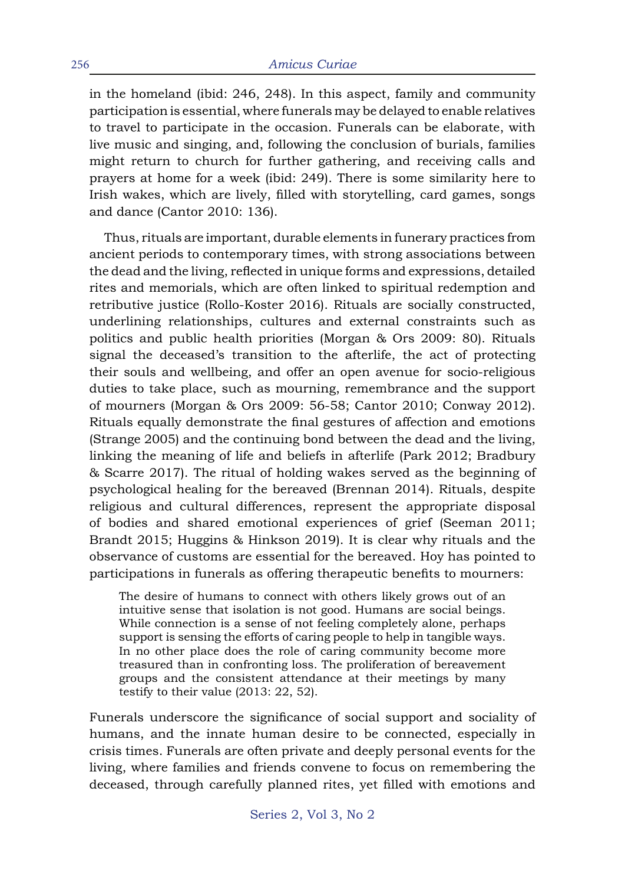in the homeland (ibid: 246, 248). In this aspect, family and community participation is essential, where funerals may be delayed to enable relatives to travel to participate in the occasion. Funerals can be elaborate, with live music and singing, and, following the conclusion of burials, families might return to church for further gathering, and receiving calls and prayers at home for a week (ibid: 249). There is some similarity here to Irish wakes, which are lively, filled with storytelling, card games, songs and dance (Cantor 2010: 136).

Thus, rituals are important, durable elements in funerary practices from ancient periods to contemporary times, with strong associations between the dead and the living, reflected in unique forms and expressions, detailed rites and memorials, which are often linked to spiritual redemption and retributive justice (Rollo-Koster 2016). Rituals are socially constructed, underlining relationships, cultures and external constraints such as politics and public health priorities (Morgan & Ors 2009: 80). Rituals signal the deceased's transition to the afterlife, the act of protecting their souls and wellbeing, and offer an open avenue for socio-religious duties to take place, such as mourning, remembrance and the support of mourners (Morgan & Ors 2009: 56-58; Cantor 2010; Conway 2012). Rituals equally demonstrate the final gestures of affection and emotions (Strange 2005) and the continuing bond between the dead and the living, linking the meaning of life and beliefs in afterlife (Park 2012; Bradbury & Scarre 2017). The ritual of holding wakes served as the beginning of psychological healing for the bereaved (Brennan 2014). Rituals, despite religious and cultural differences, represent the appropriate disposal of bodies and shared emotional experiences of grief (Seeman 2011; Brandt 2015; Huggins & Hinkson 2019). It is clear why rituals and the observance of customs are essential for the bereaved. Hoy has pointed to participations in funerals as offering therapeutic benefits to mourners:

> The desire of humans to connect with others likely grows out of an intuitive sense that isolation is not good. Humans are social beings. While connection is a sense of not feeling completely alone, perhaps support is sensing the efforts of caring people to help in tangible ways. In no other place does the role of caring community become more treasured than in confronting loss. The proliferation of bereavement groups and the consistent attendance at their meetings by many testify to their value (2013: 22, 52).

Funerals underscore the significance of social support and sociality of humans, and the innate human desire to be connected, especially in crisis times. Funerals are often private and deeply personal events for the living, where families and friends convene to focus on remembering the deceased, through carefully planned rites, yet filled with emotions and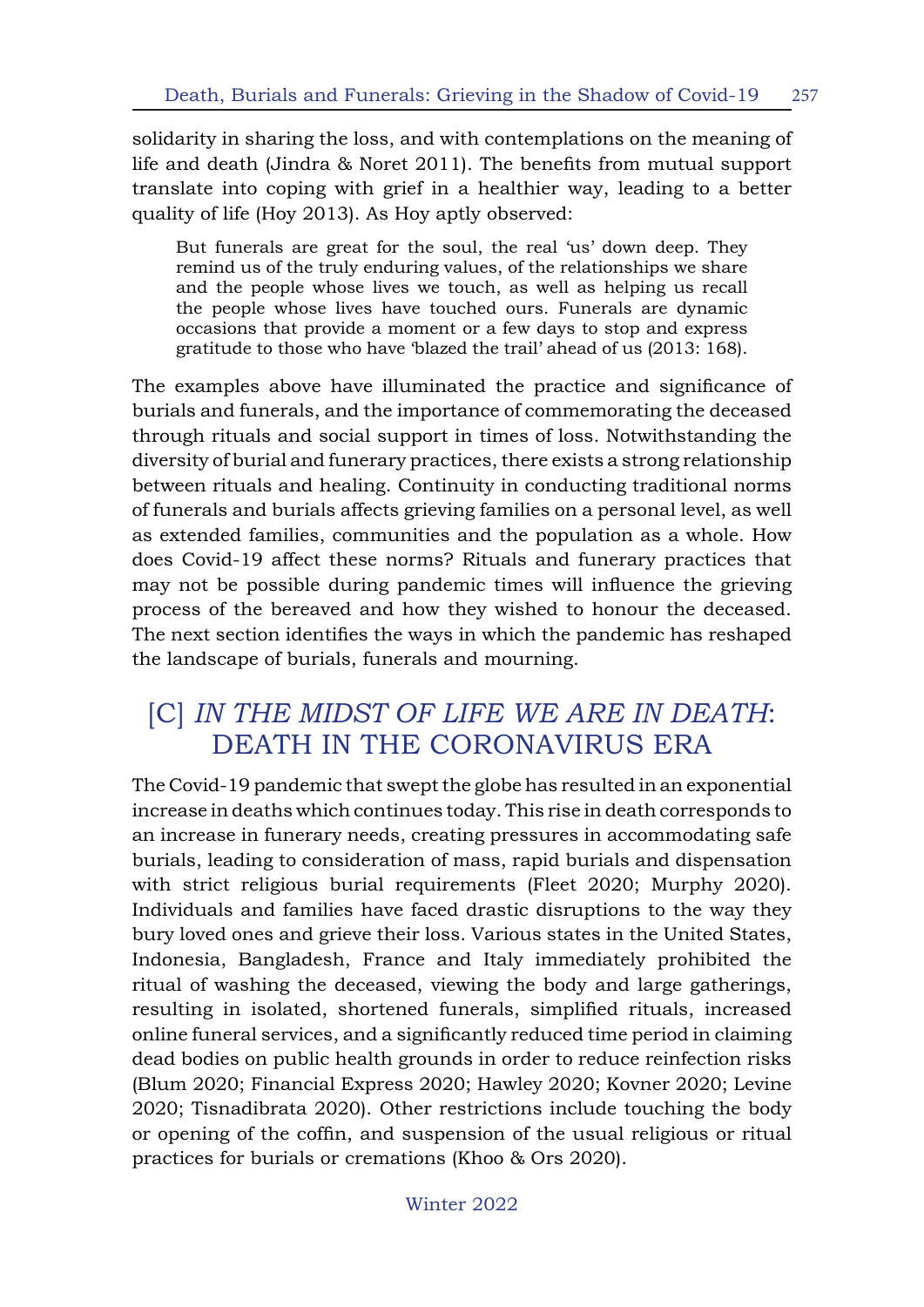solidarity in sharing the loss, and with contemplations on the meaning of life and death (Jindra & Noret 2011). The benefits from mutual support translate into coping with grief in a healthier way, leading to a better quality of life (Hoy 2013). As Hoy aptly observed:

> But funerals are great for the soul, the real 'us' down deep. They remind us of the truly enduring values, of the relationships we share and the people whose lives we touch, as well as helping us recall the people whose lives have touched ours. Funerals are dynamic occasions that provide a moment or a few days to stop and express gratitude to those who have 'blazed the trail' ahead of us (2013: 168).

The examples above have illuminated the practice and significance of burials and funerals, and the importance of commemorating the deceased through rituals and social support in times of loss. Notwithstanding the diversity of burial and funerary practices, there exists a strong relationship between rituals and healing. Continuity in conducting traditional norms of funerals and burials affects grieving families on a personal level, as well as extended families, communities and the population as a whole. How does Covid-19 affect these norms? Rituals and funerary practices that may not be possible during pandemic times will influence the grieving process of the bereaved and how they wished to honour the deceased. The next section identifies the ways in which the pandemic has reshaped the landscape of burials, funerals and mourning.

## [C] *IN THE MIDST OF LIFE WE ARE IN DEATH*: DEATH IN THE CORONAVIRUS ERA

The Covid-19 pandemic that swept the globe has resulted in an exponential increase in deaths which continues today. This rise in death corresponds to an increase in funerary needs, creating pressures in accommodating safe burials, leading to consideration of mass, rapid burials and dispensation with strict religious burial requirements (Fleet 2020; Murphy 2020). Individuals and families have faced drastic disruptions to the way they bury loved ones and grieve their loss. Various states in the United States, Indonesia, Bangladesh, France and Italy immediately prohibited the ritual of washing the deceased, viewing the body and large gatherings, resulting in isolated, shortened funerals, simplified rituals, increased online funeral services, and a significantly reduced time period in claiming dead bodies on public health grounds in order to reduce reinfection risks (Blum 2020; Financial Express 2020; Hawley 2020; Kovner 2020; Levine 2020; Tisnadibrata 2020). Other restrictions include touching the body or opening of the coffin, and suspension of the usual religious or ritual practices for burials or cremations (Khoo & Ors 2020).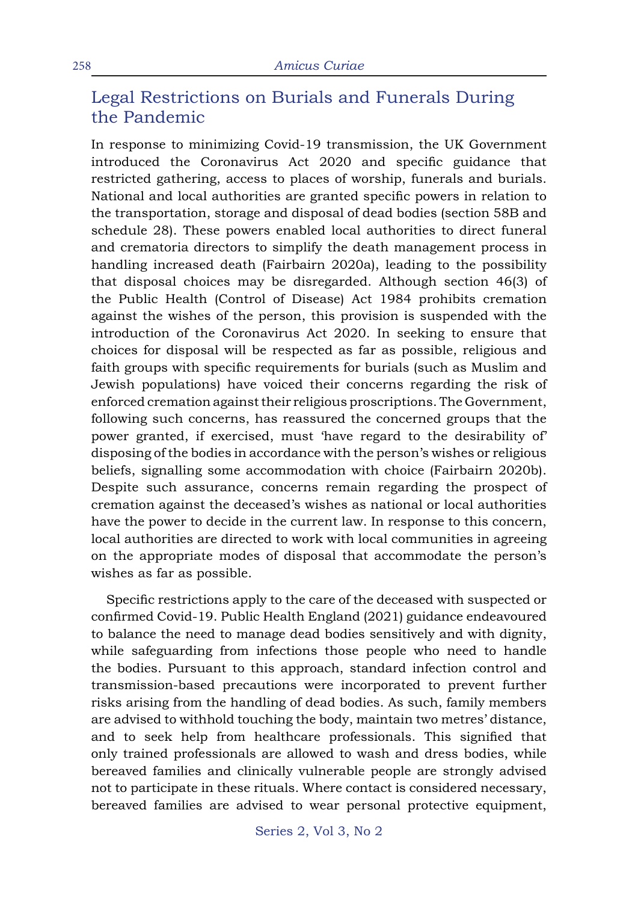## Legal Restrictions on Burials and Funerals During the Pandemic

In response to minimizing Covid-19 transmission, the UK Government introduced the Coronavirus Act 2020 and specific guidance that restricted gathering, access to places of worship, funerals and burials. National and local authorities are granted specific powers in relation to the transportation, storage and disposal of dead bodies (section 58B and schedule 28). These powers enabled local authorities to direct funeral and crematoria directors to simplify the death management process in handling increased death (Fairbairn 2020a), leading to the possibility that disposal choices may be disregarded. Although section 46(3) of the Public Health (Control of Disease) Act 1984 prohibits cremation against the wishes of the person, this provision is suspended with the introduction of the Coronavirus Act 2020. In seeking to ensure that choices for disposal will be respected as far as possible, religious and faith groups with specific requirements for burials (such as Muslim and Jewish populations) have voiced their concerns regarding the risk of enforced cremation against their religious proscriptions. The Government, following such concerns, has reassured the concerned groups that the power granted, if exercised, must 'have regard to the desirability of' disposing of the bodies in accordance with the person's wishes or religious beliefs, signalling some accommodation with choice (Fairbairn 2020b). Despite such assurance, concerns remain regarding the prospect of cremation against the deceased's wishes as national or local authorities have the power to decide in the current law. In response to this concern, local authorities are directed to work with local communities in agreeing on the appropriate modes of disposal that accommodate the person's wishes as far as possible.

Specific restrictions apply to the care of the deceased with suspected or confirmed Covid-19. Public Health England (2021) guidance endeavoured to balance the need to manage dead bodies sensitively and with dignity, while safeguarding from infections those people who need to handle the bodies. Pursuant to this approach, standard infection control and transmission-based precautions were incorporated to prevent further risks arising from the handling of dead bodies. As such, family members are advised to withhold touching the body, maintain two metres' distance, and to seek help from healthcare professionals. This signified that only trained professionals are allowed to wash and dress bodies, while bereaved families and clinically vulnerable people are strongly advised not to participate in these rituals. Where contact is considered necessary, bereaved families are advised to wear personal protective equipment,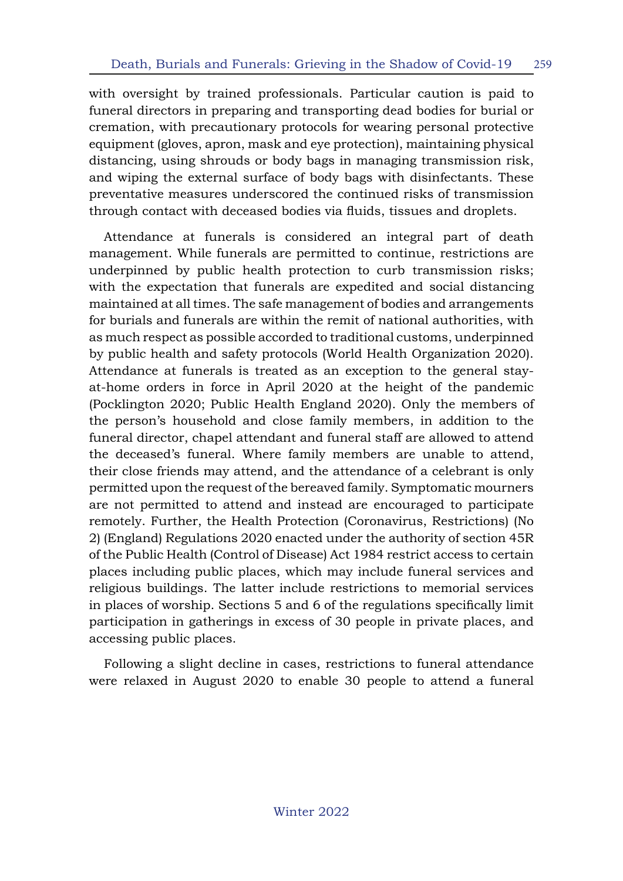with oversight by trained professionals. Particular caution is paid to funeral directors in preparing and transporting dead bodies for burial or cremation, with precautionary protocols for wearing personal protective equipment (gloves, apron, mask and eye protection), maintaining physical distancing, using shrouds or body bags in managing transmission risk, and wiping the external surface of body bags with disinfectants. These preventative measures underscored the continued risks of transmission through contact with deceased bodies via fluids, tissues and droplets.

Attendance at funerals is considered an integral part of death management. While funerals are permitted to continue, restrictions are underpinned by public health protection to curb transmission risks; with the expectation that funerals are expedited and social distancing maintained at all times. The safe management of bodies and arrangements for burials and funerals are within the remit of national authorities, with as much respect as possible accorded to traditional customs, underpinned by public health and safety protocols (World Health Organization 2020). Attendance at funerals is treated as an exception to the general stay-at-home orders in force in April 2020 at the height of the pandemic (Pocklington 2020; Public Health England 2020). Only the members of the person's household and close family members, in addition to the funeral director, chapel attendant and funeral staff are allowed to attend the deceased's funeral. Where family members are unable to attend, their close friends may attend, and the attendance of a celebrant is only permitted upon the request of the bereaved family. Symptomatic mourners are not permitted to attend and instead are encouraged to participate remotely. Further, the Health Protection (Coronavirus, Restrictions) (No 2) (England) Regulations 2020 enacted under the authority of section 45R of the Public Health (Control of Disease) Act 1984 restrict access to certain places including public places, which may include funeral services and religious buildings. The latter include restrictions to memorial services in places of worship. Sections 5 and 6 of the regulations specifically limit participation in gatherings in excess of 30 people in private places, and accessing public places.

Following a slight decline in cases, restrictions to funeral attendance were relaxed in August 2020 to enable 30 people to attend a funeral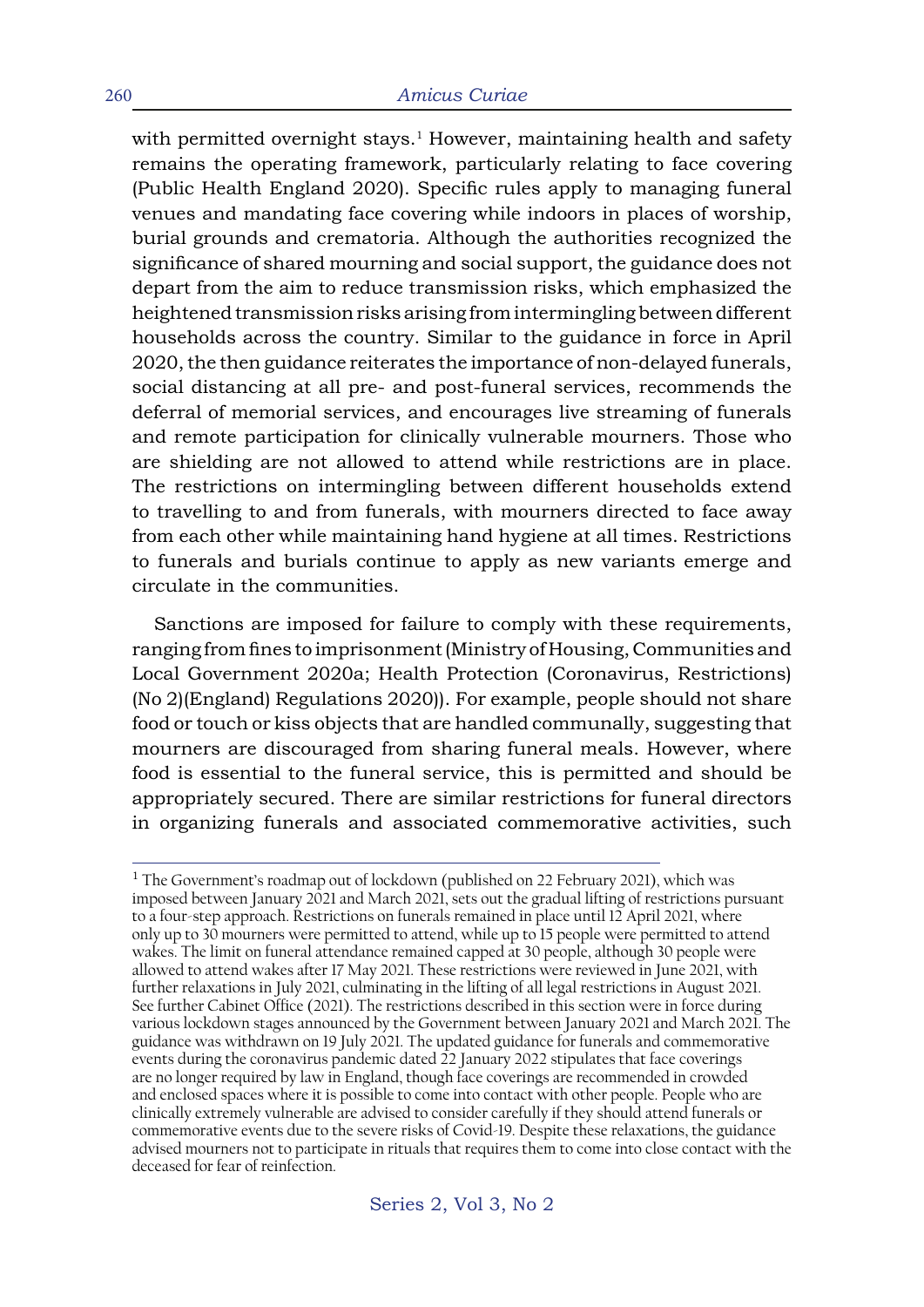with permitted overnight stays.[1] However, maintaining health and safety remains the operating framework, particularly relating to face covering (Public Health England 2020). Specific rules apply to managing funeral venues and mandating face covering while indoors in places of worship, burial grounds and crematoria. Although the authorities recognized the significance of shared mourning and social support, the guidance does not depart from the aim to reduce transmission risks, which emphasized the heightened transmission risks arising from intermingling between different households across the country. Similar to the guidance in force in April 2020, the then guidance reiterates the importance of non-delayed funerals, social distancing at all pre- and post-funeral services, recommends the deferral of memorial services, and encourages live streaming of funerals and remote participation for clinically vulnerable mourners. Those who are shielding are not allowed to attend while restrictions are in place. The restrictions on intermingling between different households extend to travelling to and from funerals, with mourners directed to face away from each other while maintaining hand hygiene at all times. Restrictions to funerals and burials continue to apply as new variants emerge and circulate in the communities.

Sanctions are imposed for failure to comply with these requirements, ranging from fines to imprisonment (Ministry of Housing, Communities and Local Government 2020a; Health Protection (Coronavirus, Restrictions) (No 2)(England) Regulations 2020)). For example, people should not share food or touch or kiss objects that are handled communally, suggesting that mourners are discouraged from sharing funeral meals. However, where food is essential to the funeral service, this is permitted and should be appropriately secured. There are similar restrictions for funeral directors in organizing funerals and associated commemorative activities, such

---

[1] The Government's roadmap out of lockdown (published on 22 February 2021), which was imposed between January 2021 and March 2021, sets out the gradual lifting of restrictions pursuant to a four-step approach. Restrictions on funerals remained in place until 12 April 2021, where only up to 30 mourners were permitted to attend, while up to 15 people were permitted to attend wakes. The limit on funeral attendance remained capped at 30 people, although 30 people were allowed to attend wakes after 17 May 2021. These restrictions were reviewed in June 2021, with further relaxations in July 2021, culminating in the lifting of all legal restrictions in August 2021. See further Cabinet Office (2021). The restrictions described in this section were in force during various lockdown stages announced by the Government between January 2021 and March 2021. The guidance was withdrawn on 19 July 2021. The updated guidance for funerals and commemorative events during the coronavirus pandemic dated 22 January 2022 stipulates that face coverings are no longer required by law in England, though face coverings are recommended in crowded and enclosed spaces where it is possible to come into contact with other people. People who are clinically extremely vulnerable are advised to consider carefully if they should attend funerals or commemorative events due to the severe risks of Covid-19. Despite these relaxations, the guidance advised mourners not to participate in rituals that requires them to come into close contact with the deceased for fear of reinfection.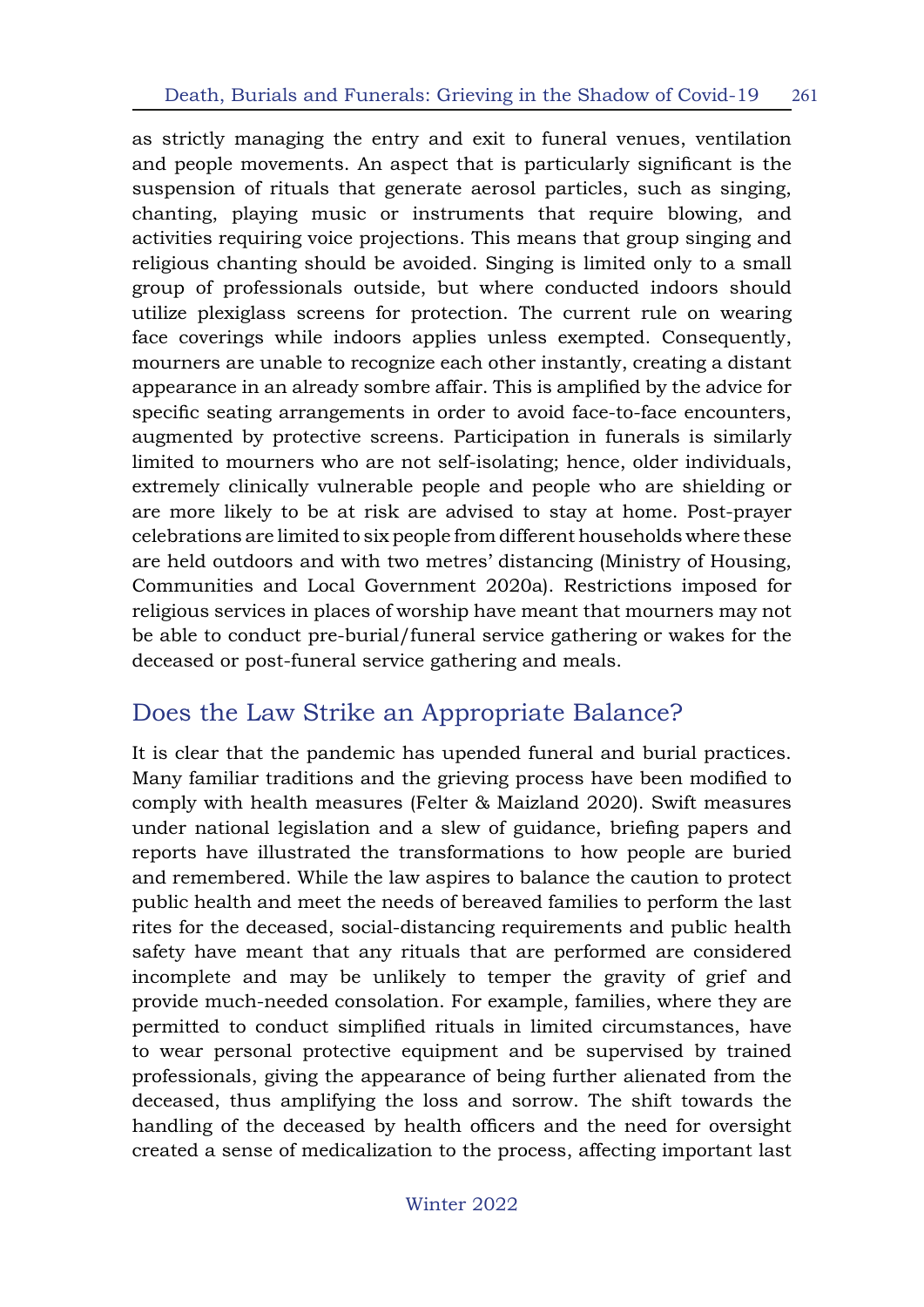as strictly managing the entry and exit to funeral venues, ventilation and people movements. An aspect that is particularly significant is the suspension of rituals that generate aerosol particles, such as singing, chanting, playing music or instruments that require blowing, and activities requiring voice projections. This means that group singing and religious chanting should be avoided. Singing is limited only to a small group of professionals outside, but where conducted indoors should utilize plexiglass screens for protection. The current rule on wearing face coverings while indoors applies unless exempted. Consequently, mourners are unable to recognize each other instantly, creating a distant appearance in an already sombre affair. This is amplified by the advice for specific seating arrangements in order to avoid face-to-face encounters, augmented by protective screens. Participation in funerals is similarly limited to mourners who are not self-isolating; hence, older individuals, extremely clinically vulnerable people and people who are shielding or are more likely to be at risk are advised to stay at home. Post-prayer celebrations are limited to six people from different households where these are held outdoors and with two metres' distancing (Ministry of Housing, Communities and Local Government 2020a). Restrictions imposed for religious services in places of worship have meant that mourners may not be able to conduct pre-burial/funeral service gathering or wakes for the deceased or post-funeral service gathering and meals.

## Does the Law Strike an Appropriate Balance?

It is clear that the pandemic has upended funeral and burial practices. Many familiar traditions and the grieving process have been modified to comply with health measures (Felter & Maizland 2020). Swift measures under national legislation and a slew of guidance, briefing papers and reports have illustrated the transformations to how people are buried and remembered. While the law aspires to balance the caution to protect public health and meet the needs of bereaved families to perform the last rites for the deceased, social-distancing requirements and public health safety have meant that any rituals that are performed are considered incomplete and may be unlikely to temper the gravity of grief and provide much-needed consolation. For example, families, where they are permitted to conduct simplified rituals in limited circumstances, have to wear personal protective equipment and be supervised by trained professionals, giving the appearance of being further alienated from the deceased, thus amplifying the loss and sorrow. The shift towards the handling of the deceased by health officers and the need for oversight created a sense of medicalization to the process, affecting important last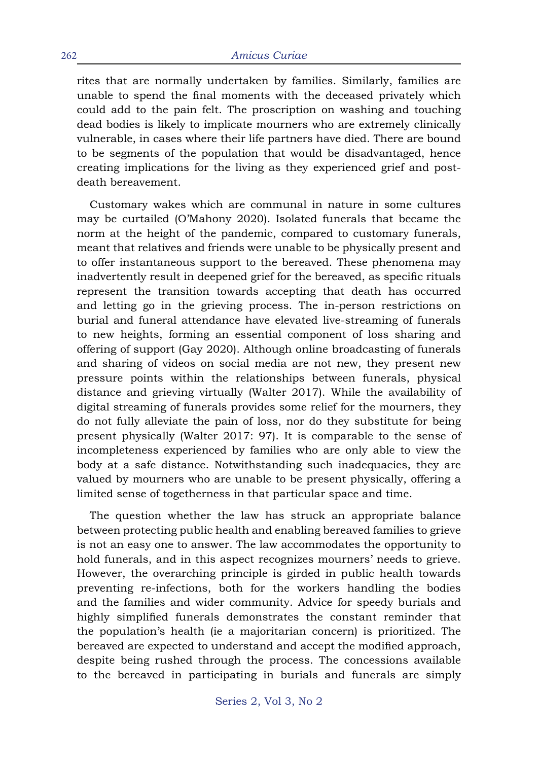rites that are normally undertaken by families. Similarly, families are unable to spend the final moments with the deceased privately which could add to the pain felt. The proscription on washing and touching dead bodies is likely to implicate mourners who are extremely clinically vulnerable, in cases where their life partners have died. There are bound to be segments of the population that would be disadvantaged, hence creating implications for the living as they experienced grief and post-death bereavement.

Customary wakes which are communal in nature in some cultures may be curtailed (O'Mahony 2020). Isolated funerals that became the norm at the height of the pandemic, compared to customary funerals, meant that relatives and friends were unable to be physically present and to offer instantaneous support to the bereaved. These phenomena may inadvertently result in deepened grief for the bereaved, as specific rituals represent the transition towards accepting that death has occurred and letting go in the grieving process. The in-person restrictions on burial and funeral attendance have elevated live-streaming of funerals to new heights, forming an essential component of loss sharing and offering of support (Gay 2020). Although online broadcasting of funerals and sharing of videos on social media are not new, they present new pressure points within the relationships between funerals, physical distance and grieving virtually (Walter 2017). While the availability of digital streaming of funerals provides some relief for the mourners, they do not fully alleviate the pain of loss, nor do they substitute for being present physically (Walter 2017: 97). It is comparable to the sense of incompleteness experienced by families who are only able to view the body at a safe distance. Notwithstanding such inadequacies, they are valued by mourners who are unable to be present physically, offering a limited sense of togetherness in that particular space and time.

The question whether the law has struck an appropriate balance between protecting public health and enabling bereaved families to grieve is not an easy one to answer. The law accommodates the opportunity to hold funerals, and in this aspect recognizes mourners' needs to grieve. However, the overarching principle is girded in public health towards preventing re-infections, both for the workers handling the bodies and the families and wider community. Advice for speedy burials and highly simplified funerals demonstrates the constant reminder that the population's health (ie a majoritarian concern) is prioritized. The bereaved are expected to understand and accept the modified approach, despite being rushed through the process. The concessions available to the bereaved in participating in burials and funerals are simply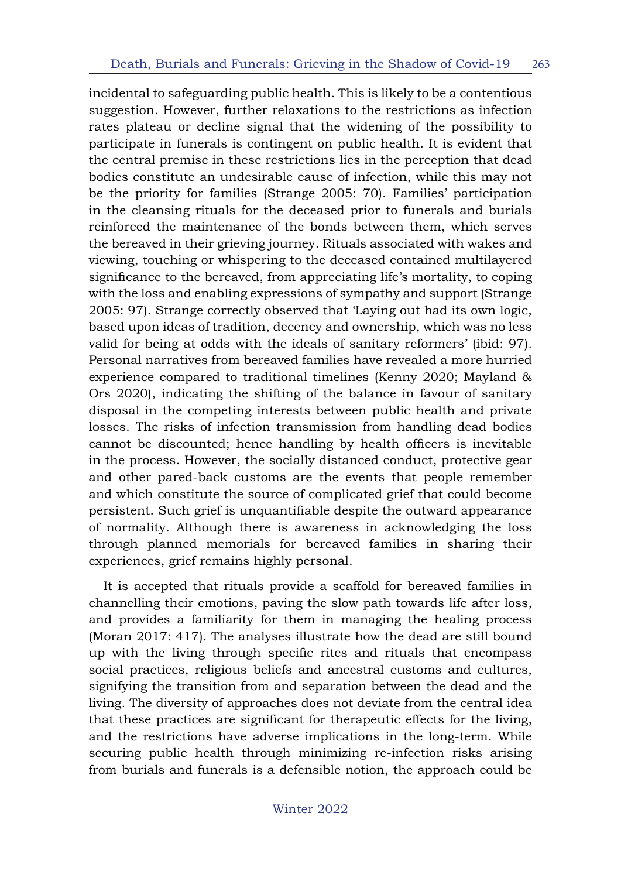incidental to safeguarding public health. This is likely to be a contentious suggestion. However, further relaxations to the restrictions as infection rates plateau or decline signal that the widening of the possibility to participate in funerals is contingent on public health. It is evident that the central premise in these restrictions lies in the perception that dead bodies constitute an undesirable cause of infection, while this may not be the priority for families (Strange 2005: 70). Families' participation in the cleansing rituals for the deceased prior to funerals and burials reinforced the maintenance of the bonds between them, which serves the bereaved in their grieving journey. Rituals associated with wakes and viewing, touching or whispering to the deceased contained multilayered significance to the bereaved, from appreciating life's mortality, to coping with the loss and enabling expressions of sympathy and support (Strange 2005: 97). Strange correctly observed that 'Laying out had its own logic, based upon ideas of tradition, decency and ownership, which was no less valid for being at odds with the ideals of sanitary reformers' (ibid: 97). Personal narratives from bereaved families have revealed a more hurried experience compared to traditional timelines (Kenny 2020; Mayland & Ors 2020), indicating the shifting of the balance in favour of sanitary disposal in the competing interests between public health and private losses. The risks of infection transmission from handling dead bodies cannot be discounted; hence handling by health officers is inevitable in the process. However, the socially distanced conduct, protective gear and other pared-back customs are the events that people remember and which constitute the source of complicated grief that could become persistent. Such grief is unquantifiable despite the outward appearance of normality. Although there is awareness in acknowledging the loss through planned memorials for bereaved families in sharing their experiences, grief remains highly personal.

It is accepted that rituals provide a scaffold for bereaved families in channelling their emotions, paving the slow path towards life after loss, and provides a familiarity for them in managing the healing process (Moran 2017: 417). The analyses illustrate how the dead are still bound up with the living through specific rites and rituals that encompass social practices, religious beliefs and ancestral customs and cultures, signifying the transition from and separation between the dead and the living. The diversity of approaches does not deviate from the central idea that these practices are significant for therapeutic effects for the living, and the restrictions have adverse implications in the long-term. While securing public health through minimizing re-infection risks arising from burials and funerals is a defensible notion, the approach could be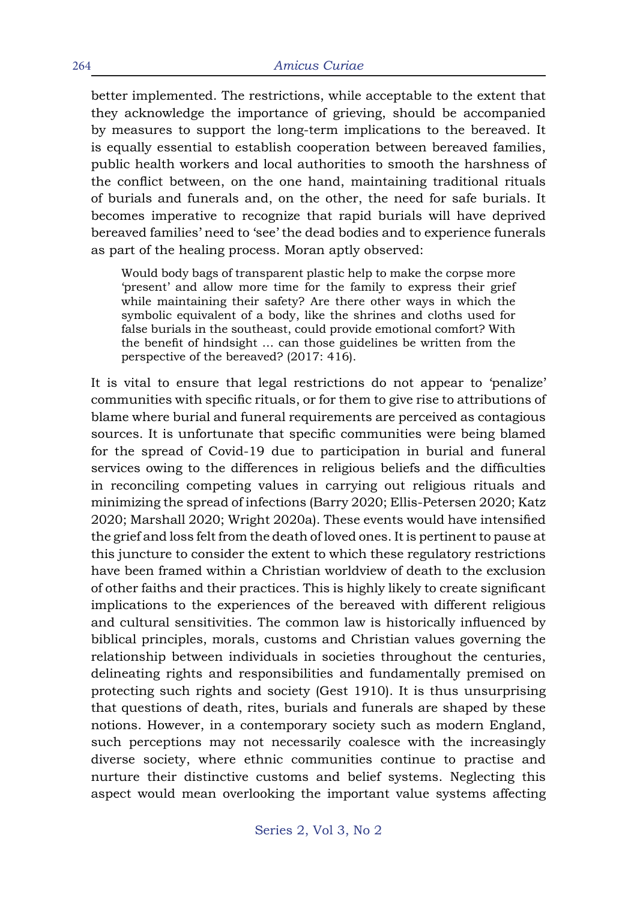better implemented. The restrictions, while acceptable to the extent that they acknowledge the importance of grieving, should be accompanied by measures to support the long-term implications to the bereaved. It is equally essential to establish cooperation between bereaved families, public health workers and local authorities to smooth the harshness of the conflict between, on the one hand, maintaining traditional rituals of burials and funerals and, on the other, the need for safe burials. It becomes imperative to recognize that rapid burials will have deprived bereaved families' need to 'see' the dead bodies and to experience funerals as part of the healing process. Moran aptly observed:

> Would body bags of transparent plastic help to make the corpse more 'present' and allow more time for the family to express their grief while maintaining their safety? Are there other ways in which the symbolic equivalent of a body, like the shrines and cloths used for false burials in the southeast, could provide emotional comfort? With the benefit of hindsight … can those guidelines be written from the perspective of the bereaved? (2017: 416).

It is vital to ensure that legal restrictions do not appear to 'penalize' communities with specific rituals, or for them to give rise to attributions of blame where burial and funeral requirements are perceived as contagious sources. It is unfortunate that specific communities were being blamed for the spread of Covid-19 due to participation in burial and funeral services owing to the differences in religious beliefs and the difficulties in reconciling competing values in carrying out religious rituals and minimizing the spread of infections (Barry 2020; Ellis-Petersen 2020; Katz 2020; Marshall 2020; Wright 2020a). These events would have intensified the grief and loss felt from the death of loved ones. It is pertinent to pause at this juncture to consider the extent to which these regulatory restrictions have been framed within a Christian worldview of death to the exclusion of other faiths and their practices. This is highly likely to create significant implications to the experiences of the bereaved with different religious and cultural sensitivities. The common law is historically influenced by biblical principles, morals, customs and Christian values governing the relationship between individuals in societies throughout the centuries, delineating rights and responsibilities and fundamentally premised on protecting such rights and society (Gest 1910). It is thus unsurprising that questions of death, rites, burials and funerals are shaped by these notions. However, in a contemporary society such as modern England, such perceptions may not necessarily coalesce with the increasingly diverse society, where ethnic communities continue to practise and nurture their distinctive customs and belief systems. Neglecting this aspect would mean overlooking the important value systems affecting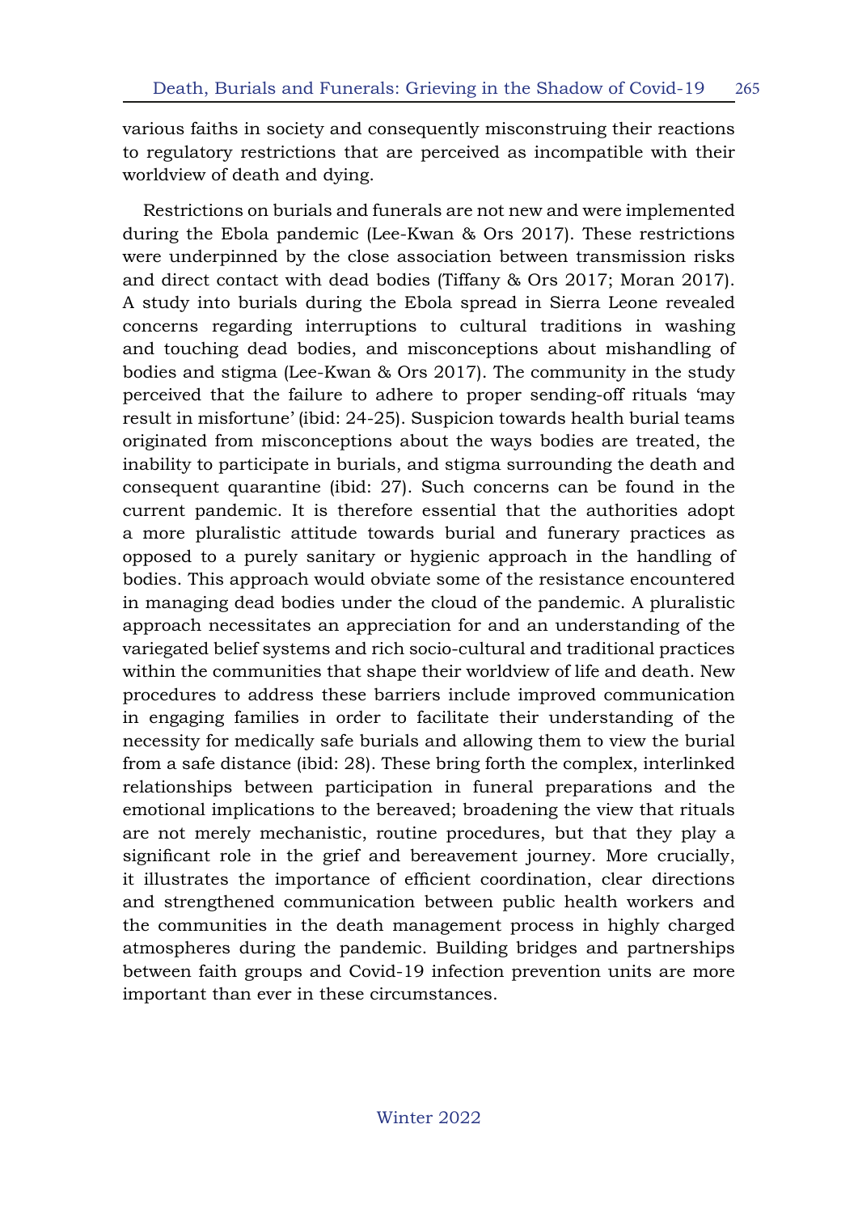various faiths in society and consequently misconstruing their reactions to regulatory restrictions that are perceived as incompatible with their worldview of death and dying.

Restrictions on burials and funerals are not new and were implemented during the Ebola pandemic (Lee-Kwan & Ors 2017). These restrictions were underpinned by the close association between transmission risks and direct contact with dead bodies (Tiffany & Ors 2017; Moran 2017). A study into burials during the Ebola spread in Sierra Leone revealed concerns regarding interruptions to cultural traditions in washing and touching dead bodies, and misconceptions about mishandling of bodies and stigma (Lee-Kwan & Ors 2017). The community in the study perceived that the failure to adhere to proper sending-off rituals 'may result in misfortune' (ibid: 24-25). Suspicion towards health burial teams originated from misconceptions about the ways bodies are treated, the inability to participate in burials, and stigma surrounding the death and consequent quarantine (ibid: 27). Such concerns can be found in the current pandemic. It is therefore essential that the authorities adopt a more pluralistic attitude towards burial and funerary practices as opposed to a purely sanitary or hygienic approach in the handling of bodies. This approach would obviate some of the resistance encountered in managing dead bodies under the cloud of the pandemic. A pluralistic approach necessitates an appreciation for and an understanding of the variegated belief systems and rich socio-cultural and traditional practices within the communities that shape their worldview of life and death. New procedures to address these barriers include improved communication in engaging families in order to facilitate their understanding of the necessity for medically safe burials and allowing them to view the burial from a safe distance (ibid: 28). These bring forth the complex, interlinked relationships between participation in funeral preparations and the emotional implications to the bereaved; broadening the view that rituals are not merely mechanistic, routine procedures, but that they play a significant role in the grief and bereavement journey. More crucially, it illustrates the importance of efficient coordination, clear directions and strengthened communication between public health workers and the communities in the death management process in highly charged atmospheres during the pandemic. Building bridges and partnerships between faith groups and Covid-19 infection prevention units are more important than ever in these circumstances.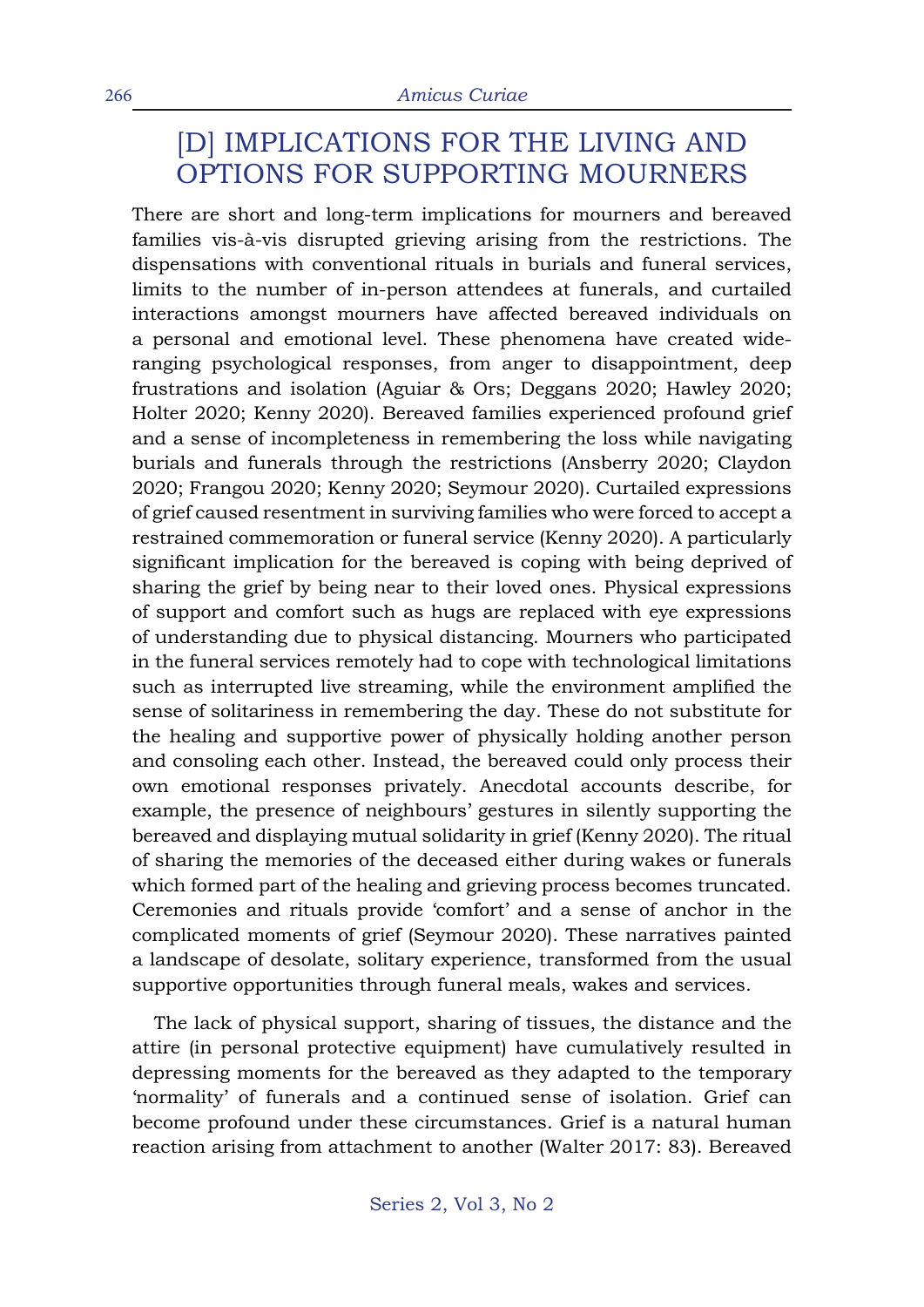## [D] IMPLICATIONS FOR THE LIVING AND OPTIONS FOR SUPPORTING MOURNERS

There are short and long-term implications for mourners and bereaved families vis-à-vis disrupted grieving arising from the restrictions. The dispensations with conventional rituals in burials and funeral services, limits to the number of in-person attendees at funerals, and curtailed interactions amongst mourners have affected bereaved individuals on a personal and emotional level. These phenomena have created wide-ranging psychological responses, from anger to disappointment, deep frustrations and isolation (Aguiar & Ors; Deggans 2020; Hawley 2020; Holter 2020; Kenny 2020). Bereaved families experienced profound grief and a sense of incompleteness in remembering the loss while navigating burials and funerals through the restrictions (Ansberry 2020; Claydon 2020; Frangou 2020; Kenny 2020; Seymour 2020). Curtailed expressions of grief caused resentment in surviving families who were forced to accept a restrained commemoration or funeral service (Kenny 2020). A particularly significant implication for the bereaved is coping with being deprived of sharing the grief by being near to their loved ones. Physical expressions of support and comfort such as hugs are replaced with eye expressions of understanding due to physical distancing. Mourners who participated in the funeral services remotely had to cope with technological limitations such as interrupted live streaming, while the environment amplified the sense of solitariness in remembering the day. These do not substitute for the healing and supportive power of physically holding another person and consoling each other. Instead, the bereaved could only process their own emotional responses privately. Anecdotal accounts describe, for example, the presence of neighbours' gestures in silently supporting the bereaved and displaying mutual solidarity in grief (Kenny 2020). The ritual of sharing the memories of the deceased either during wakes or funerals which formed part of the healing and grieving process becomes truncated. Ceremonies and rituals provide 'comfort' and a sense of anchor in the complicated moments of grief (Seymour 2020). These narratives painted a landscape of desolate, solitary experience, transformed from the usual supportive opportunities through funeral meals, wakes and services.

The lack of physical support, sharing of tissues, the distance and the attire (in personal protective equipment) have cumulatively resulted in depressing moments for the bereaved as they adapted to the temporary 'normality' of funerals and a continued sense of isolation. Grief can become profound under these circumstances. Grief is a natural human reaction arising from attachment to another (Walter 2017: 83). Bereaved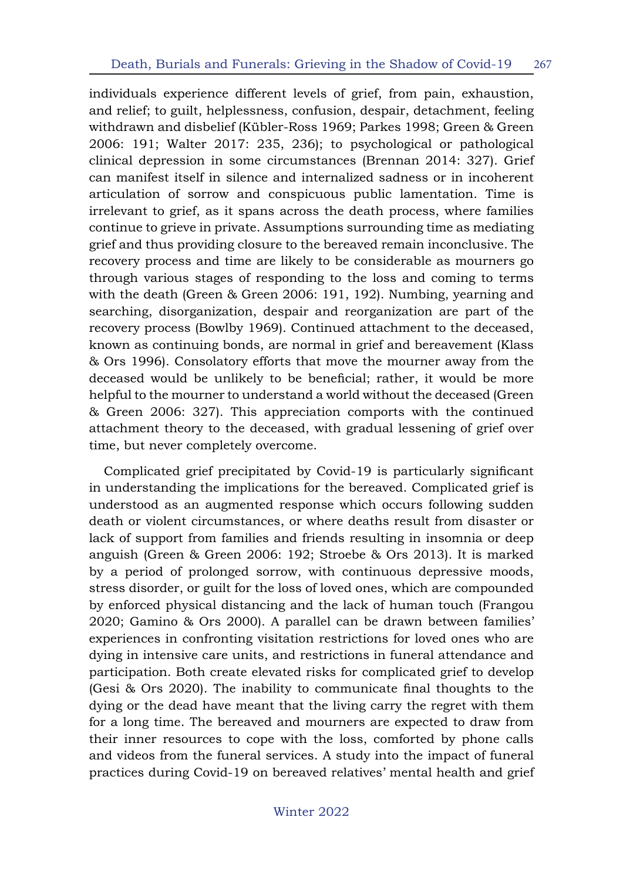individuals experience different levels of grief, from pain, exhaustion, and relief; to guilt, helplessness, confusion, despair, detachment, feeling withdrawn and disbelief (Kübler-Ross 1969; Parkes 1998; Green & Green 2006: 191; Walter 2017: 235, 236); to psychological or pathological clinical depression in some circumstances (Brennan 2014: 327). Grief can manifest itself in silence and internalized sadness or in incoherent articulation of sorrow and conspicuous public lamentation. Time is irrelevant to grief, as it spans across the death process, where families continue to grieve in private. Assumptions surrounding time as mediating grief and thus providing closure to the bereaved remain inconclusive. The recovery process and time are likely to be considerable as mourners go through various stages of responding to the loss and coming to terms with the death (Green & Green 2006: 191, 192). Numbing, yearning and searching, disorganization, despair and reorganization are part of the recovery process (Bowlby 1969). Continued attachment to the deceased, known as continuing bonds, are normal in grief and bereavement (Klass & Ors 1996). Consolatory efforts that move the mourner away from the deceased would be unlikely to be beneficial; rather, it would be more helpful to the mourner to understand a world without the deceased (Green & Green 2006: 327). This appreciation comports with the continued attachment theory to the deceased, with gradual lessening of grief over time, but never completely overcome.

Complicated grief precipitated by Covid-19 is particularly significant in understanding the implications for the bereaved. Complicated grief is understood as an augmented response which occurs following sudden death or violent circumstances, or where deaths result from disaster or lack of support from families and friends resulting in insomnia or deep anguish (Green & Green 2006: 192; Stroebe & Ors 2013). It is marked by a period of prolonged sorrow, with continuous depressive moods, stress disorder, or guilt for the loss of loved ones, which are compounded by enforced physical distancing and the lack of human touch (Frangou 2020; Gamino & Ors 2000). A parallel can be drawn between families' experiences in confronting visitation restrictions for loved ones who are dying in intensive care units, and restrictions in funeral attendance and participation. Both create elevated risks for complicated grief to develop (Gesi & Ors 2020). The inability to communicate final thoughts to the dying or the dead have meant that the living carry the regret with them for a long time. The bereaved and mourners are expected to draw from their inner resources to cope with the loss, comforted by phone calls and videos from the funeral services. A study into the impact of funeral practices during Covid-19 on bereaved relatives' mental health and grief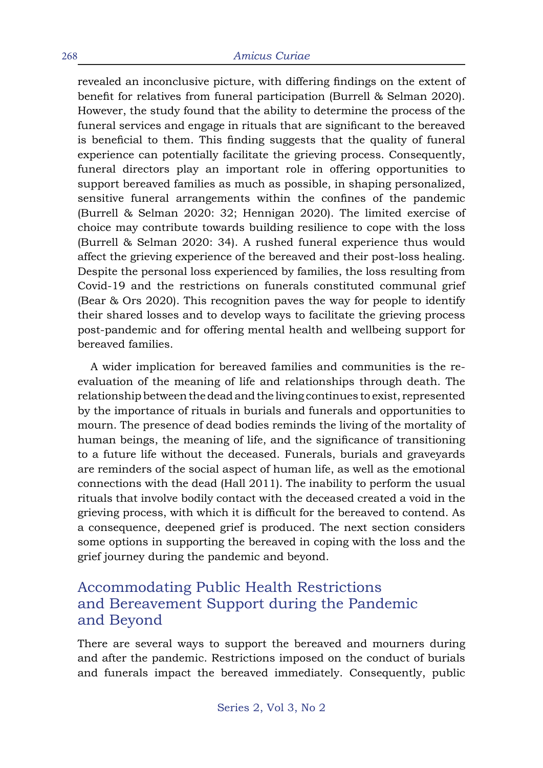revealed an inconclusive picture, with differing findings on the extent of benefit for relatives from funeral participation (Burrell & Selman 2020). However, the study found that the ability to determine the process of the funeral services and engage in rituals that are significant to the bereaved is beneficial to them. This finding suggests that the quality of funeral experience can potentially facilitate the grieving process. Consequently, funeral directors play an important role in offering opportunities to support bereaved families as much as possible, in shaping personalized, sensitive funeral arrangements within the confines of the pandemic (Burrell & Selman 2020: 32; Hennigan 2020). The limited exercise of choice may contribute towards building resilience to cope with the loss (Burrell & Selman 2020: 34). A rushed funeral experience thus would affect the grieving experience of the bereaved and their post-loss healing. Despite the personal loss experienced by families, the loss resulting from Covid-19 and the restrictions on funerals constituted communal grief (Bear & Ors 2020). This recognition paves the way for people to identify their shared losses and to develop ways to facilitate the grieving process post-pandemic and for offering mental health and wellbeing support for bereaved families.

A wider implication for bereaved families and communities is the re-evaluation of the meaning of life and relationships through death. The relationship between the dead and the living continues to exist, represented by the importance of rituals in burials and funerals and opportunities to mourn. The presence of dead bodies reminds the living of the mortality of human beings, the meaning of life, and the significance of transitioning to a future life without the deceased. Funerals, burials and graveyards are reminders of the social aspect of human life, as well as the emotional connections with the dead (Hall 2011). The inability to perform the usual rituals that involve bodily contact with the deceased created a void in the grieving process, with which it is difficult for the bereaved to contend. As a consequence, deepened grief is produced. The next section considers some options in supporting the bereaved in coping with the loss and the grief journey during the pandemic and beyond.

## Accommodating Public Health Restrictions and Bereavement Support during the Pandemic and Beyond

There are several ways to support the bereaved and mourners during and after the pandemic. Restrictions imposed on the conduct of burials and funerals impact the bereaved immediately. Consequently, public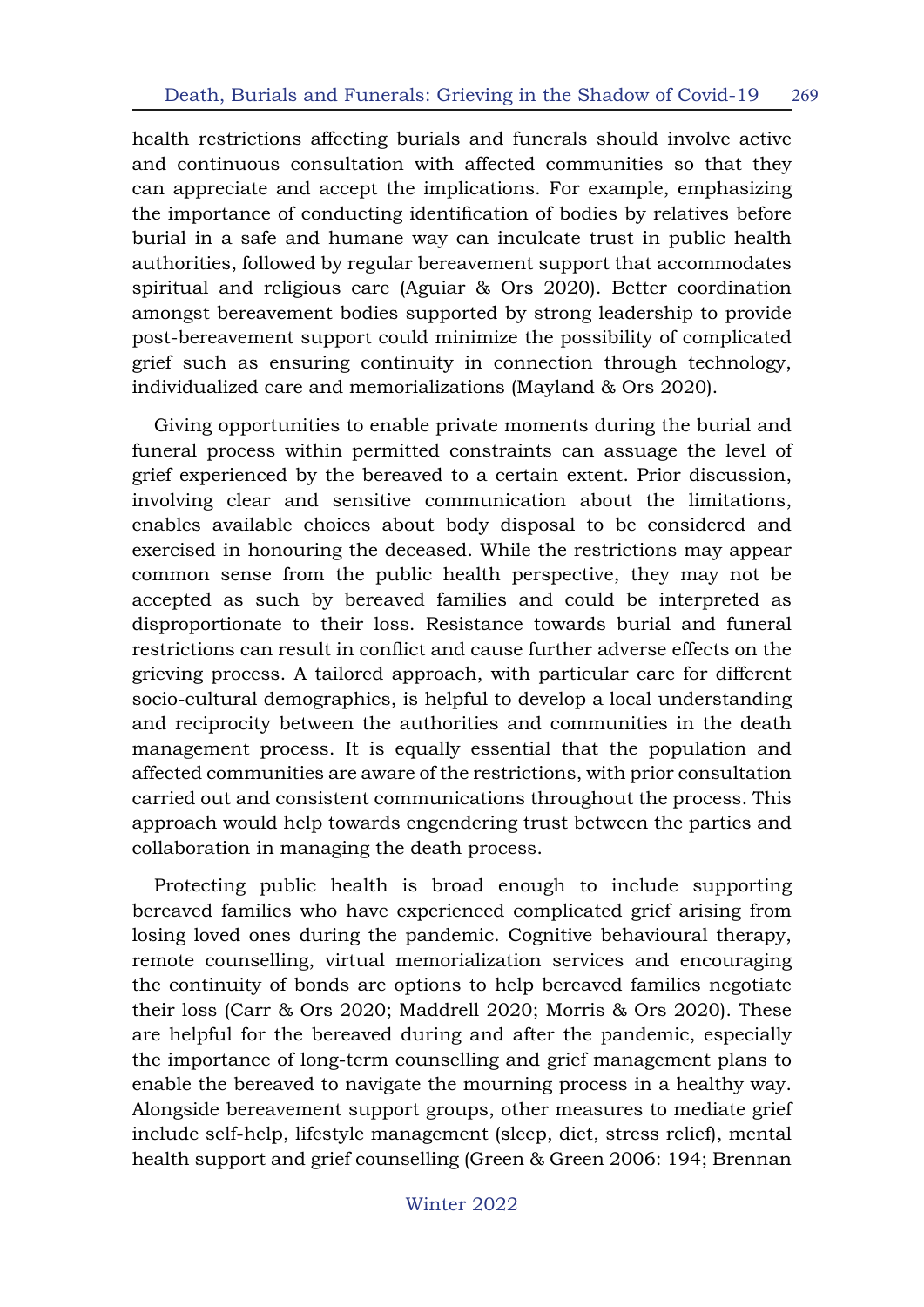health restrictions affecting burials and funerals should involve active and continuous consultation with affected communities so that they can appreciate and accept the implications. For example, emphasizing the importance of conducting identification of bodies by relatives before burial in a safe and humane way can inculcate trust in public health authorities, followed by regular bereavement support that accommodates spiritual and religious care (Aguiar & Ors 2020). Better coordination amongst bereavement bodies supported by strong leadership to provide post-bereavement support could minimize the possibility of complicated grief such as ensuring continuity in connection through technology, individualized care and memorializations (Mayland & Ors 2020).

Giving opportunities to enable private moments during the burial and funeral process within permitted constraints can assuage the level of grief experienced by the bereaved to a certain extent. Prior discussion, involving clear and sensitive communication about the limitations, enables available choices about body disposal to be considered and exercised in honouring the deceased. While the restrictions may appear common sense from the public health perspective, they may not be accepted as such by bereaved families and could be interpreted as disproportionate to their loss. Resistance towards burial and funeral restrictions can result in conflict and cause further adverse effects on the grieving process. A tailored approach, with particular care for different socio-cultural demographics, is helpful to develop a local understanding and reciprocity between the authorities and communities in the death management process. It is equally essential that the population and affected communities are aware of the restrictions, with prior consultation carried out and consistent communications throughout the process. This approach would help towards engendering trust between the parties and collaboration in managing the death process.

Protecting public health is broad enough to include supporting bereaved families who have experienced complicated grief arising from losing loved ones during the pandemic. Cognitive behavioural therapy, remote counselling, virtual memorialization services and encouraging the continuity of bonds are options to help bereaved families negotiate their loss (Carr & Ors 2020; Maddrell 2020; Morris & Ors 2020). These are helpful for the bereaved during and after the pandemic, especially the importance of long-term counselling and grief management plans to enable the bereaved to navigate the mourning process in a healthy way. Alongside bereavement support groups, other measures to mediate grief include self-help, lifestyle management (sleep, diet, stress relief), mental health support and grief counselling (Green & Green 2006: 194; Brennan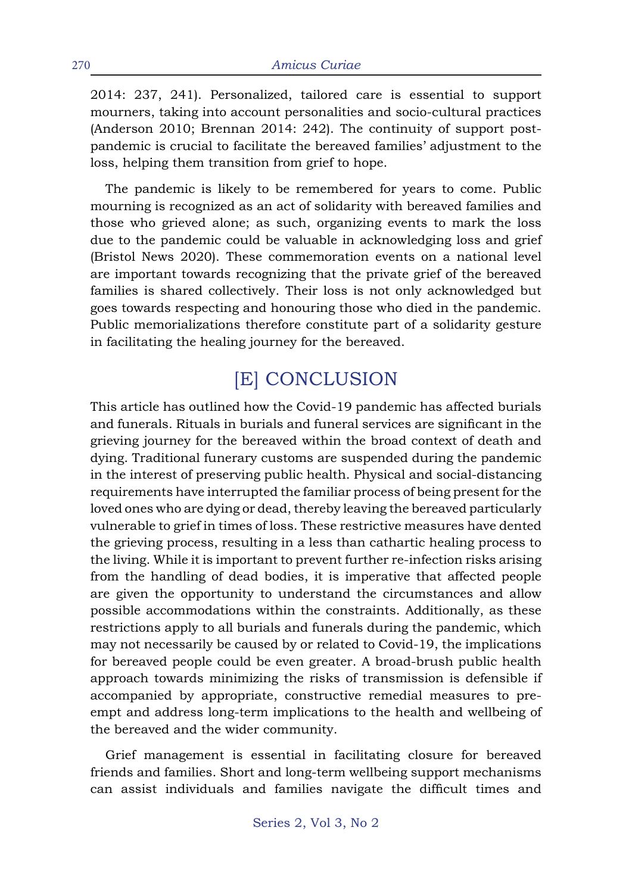2014: 237, 241). Personalized, tailored care is essential to support mourners, taking into account personalities and socio-cultural practices (Anderson 2010; Brennan 2014: 242). The continuity of support post-pandemic is crucial to facilitate the bereaved families' adjustment to the loss, helping them transition from grief to hope.

The pandemic is likely to be remembered for years to come. Public mourning is recognized as an act of solidarity with bereaved families and those who grieved alone; as such, organizing events to mark the loss due to the pandemic could be valuable in acknowledging loss and grief (Bristol News 2020). These commemoration events on a national level are important towards recognizing that the private grief of the bereaved families is shared collectively. Their loss is not only acknowledged but goes towards respecting and honouring those who died in the pandemic. Public memorializations therefore constitute part of a solidarity gesture in facilitating the healing journey for the bereaved.

## [E] CONCLUSION

This article has outlined how the Covid-19 pandemic has affected burials and funerals. Rituals in burials and funeral services are significant in the grieving journey for the bereaved within the broad context of death and dying. Traditional funerary customs are suspended during the pandemic in the interest of preserving public health. Physical and social-distancing requirements have interrupted the familiar process of being present for the loved ones who are dying or dead, thereby leaving the bereaved particularly vulnerable to grief in times of loss. These restrictive measures have dented the grieving process, resulting in a less than cathartic healing process to the living. While it is important to prevent further re-infection risks arising from the handling of dead bodies, it is imperative that affected people are given the opportunity to understand the circumstances and allow possible accommodations within the constraints. Additionally, as these restrictions apply to all burials and funerals during the pandemic, which may not necessarily be caused by or related to Covid-19, the implications for bereaved people could be even greater. A broad-brush public health approach towards minimizing the risks of transmission is defensible if accompanied by appropriate, constructive remedial measures to pre-empt and address long-term implications to the health and wellbeing of the bereaved and the wider community.

Grief management is essential in facilitating closure for bereaved friends and families. Short and long-term wellbeing support mechanisms can assist individuals and families navigate the difficult times and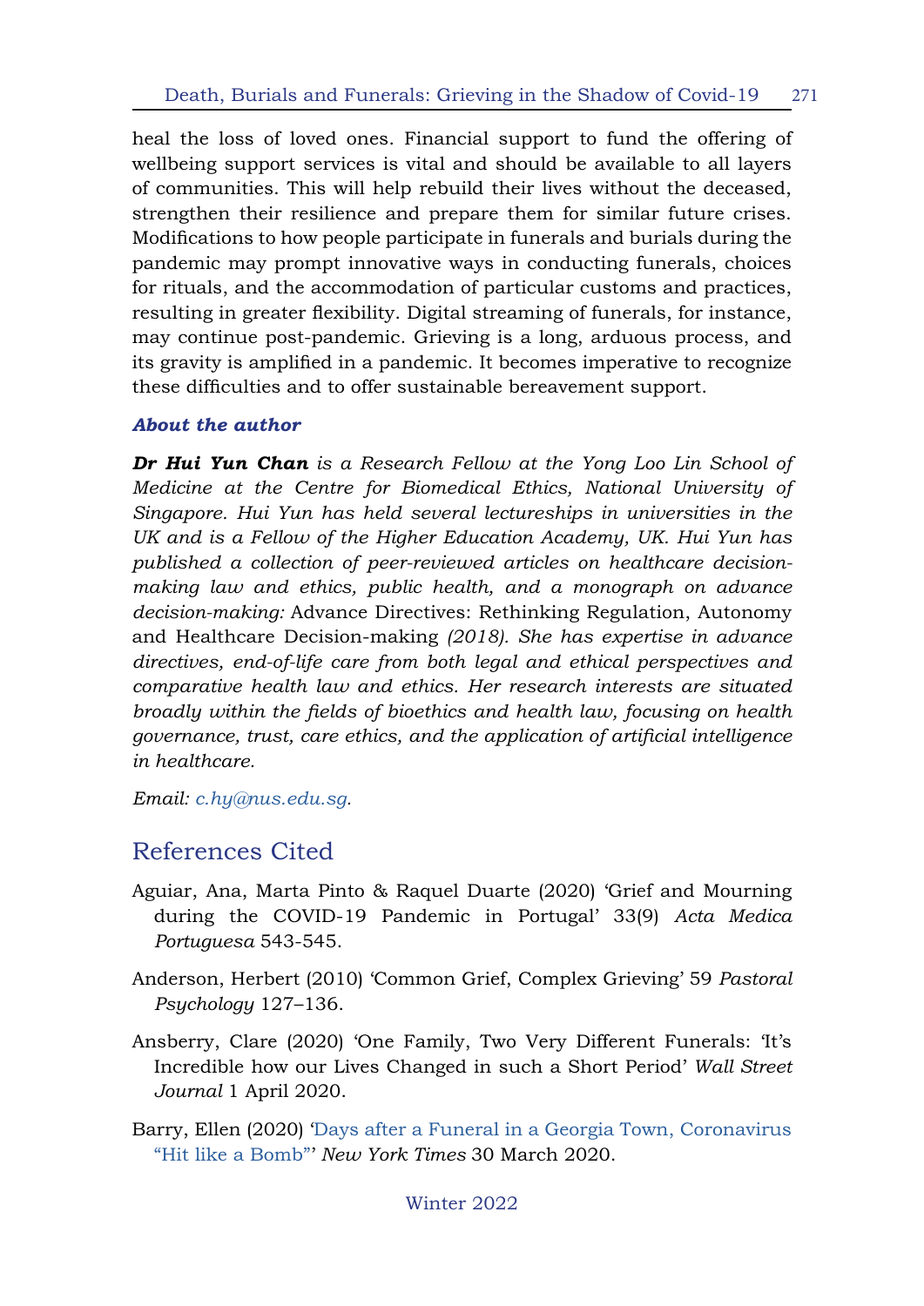heal the loss of loved ones. Financial support to fund the offering of wellbeing support services is vital and should be available to all layers of communities. This will help rebuild their lives without the deceased, strengthen their resilience and prepare them for similar future crises. Modifications to how people participate in funerals and burials during the pandemic may prompt innovative ways in conducting funerals, choices for rituals, and the accommodation of particular customs and practices, resulting in greater flexibility. Digital streaming of funerals, for instance, may continue post-pandemic. Grieving is a long, arduous process, and its gravity is amplified in a pandemic. It becomes imperative to recognize these difficulties and to offer sustainable bereavement support.

### *About the author*

***Dr Hui Yun Chan*** *is a Research Fellow at the Yong Loo Lin School of Medicine at the Centre for Biomedical Ethics, National University of Singapore. Hui Yun has held several lectureships in universities in the UK and is a Fellow of the Higher Education Academy, UK. Hui Yun has published a collection of peer-reviewed articles on healthcare decision-making law and ethics, public health, and a monograph on advance decision-making:* Advance Directives: Rethinking Regulation, Autonomy and Healthcare Decision-making *(2018). She has expertise in advance directives, end-of-life care from both legal and ethical perspectives and comparative health law and ethics. Her research interests are situated broadly within the fields of bioethics and health law, focusing on health governance, trust, care ethics, and the application of artificial intelligence in healthcare.*

*Email:* *c.hy@nus.edu.sg.*

## References Cited

Aguiar, Ana, Marta Pinto & Raquel Duarte (2020) 'Grief and Mourning during the COVID-19 Pandemic in Portugal' 33(9) *Acta Medica Portuguesa* 543-545.

Anderson, Herbert (2010) 'Common Grief, Complex Grieving' 59 *Pastoral Psychology* 127–136.

Ansberry, Clare (2020) 'One Family, Two Very Different Funerals: 'It's Incredible how our Lives Changed in such a Short Period' *Wall Street Journal* 1 April 2020.

Barry, Ellen (2020) 'Days after a Funeral in a Georgia Town, Coronavirus "Hit like a Bomb"' *New York Times* 30 March 2020.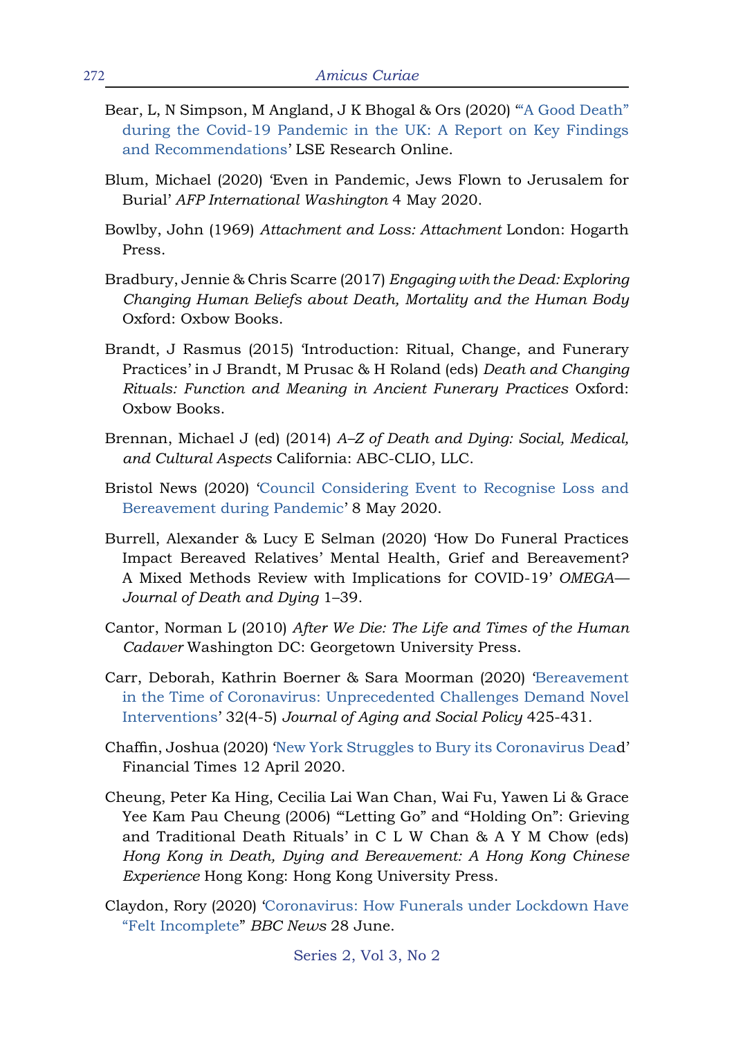Bear, L, N Simpson, M Angland, J K Bhogal & Ors (2020) '"A Good Death" during the Covid-19 Pandemic in the UK: A Report on Key Findings and Recommendations' LSE Research Online.

Blum, Michael (2020) 'Even in Pandemic, Jews Flown to Jerusalem for Burial' *AFP International Washington* 4 May 2020.

Bowlby, John (1969) *Attachment and Loss: Attachment* London: Hogarth Press.

Bradbury, Jennie & Chris Scarre (2017) *Engaging with the Dead: Exploring Changing Human Beliefs about Death, Mortality and the Human Body* Oxford: Oxbow Books.

Brandt, J Rasmus (2015) 'Introduction: Ritual, Change, and Funerary Practices' in J Brandt, M Prusac & H Roland (eds) *Death and Changing Rituals: Function and Meaning in Ancient Funerary Practices* Oxford: Oxbow Books.

Brennan, Michael J (ed) (2014) *A–Z of Death and Dying: Social, Medical, and Cultural Aspects* California: ABC-CLIO, LLC.

Bristol News (2020) 'Council Considering Event to Recognise Loss and Bereavement during Pandemic' 8 May 2020.

Burrell, Alexander & Lucy E Selman (2020) 'How Do Funeral Practices Impact Bereaved Relatives' Mental Health, Grief and Bereavement? A Mixed Methods Review with Implications for COVID-19' *OMEGA—Journal of Death and Dying* 1–39.

Cantor, Norman L (2010) *After We Die: The Life and Times of the Human Cadaver* Washington DC: Georgetown University Press.

Carr, Deborah, Kathrin Boerner & Sara Moorman (2020) 'Bereavement in the Time of Coronavirus: Unprecedented Challenges Demand Novel Interventions' 32(4-5) *Journal of Aging and Social Policy* 425-431.

Chaffin, Joshua (2020) 'New York Struggles to Bury its Coronavirus Dead' Financial Times 12 April 2020.

Cheung, Peter Ka Hing, Cecilia Lai Wan Chan, Wai Fu, Yawen Li & Grace Yee Kam Pau Cheung (2006) '"Letting Go" and "Holding On": Grieving and Traditional Death Rituals' in C L W Chan & A Y M Chow (eds) *Hong Kong in Death, Dying and Bereavement: A Hong Kong Chinese Experience* Hong Kong: Hong Kong University Press.

Claydon, Rory (2020) 'Coronavirus: How Funerals under Lockdown Have "Felt Incomplete"' *BBC News* 28 June.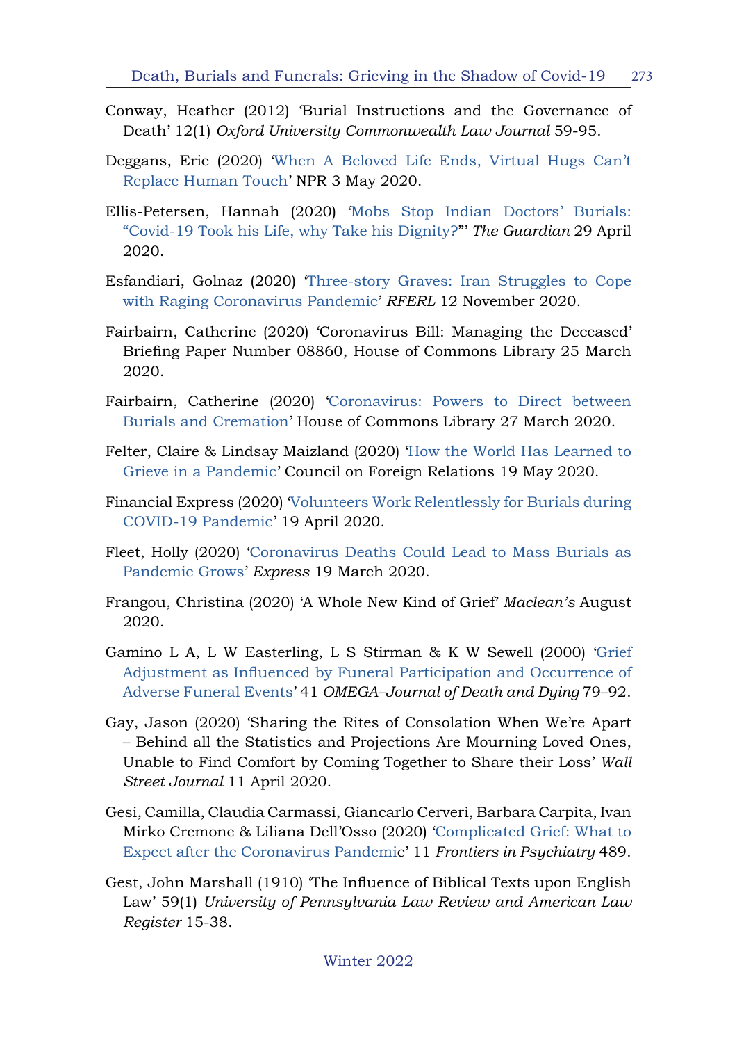Conway, Heather (2012) 'Burial Instructions and the Governance of Death' 12(1) *Oxford University Commonwealth Law Journal* 59-95.

Deggans, Eric (2020) 'When A Beloved Life Ends, Virtual Hugs Can't Replace Human Touch' NPR 3 May 2020.

Ellis-Petersen, Hannah (2020) 'Mobs Stop Indian Doctors' Burials: "Covid-19 Took his Life, why Take his Dignity?"' *The Guardian* 29 April 2020.

Esfandiari, Golnaz (2020) 'Three-story Graves: Iran Struggles to Cope with Raging Coronavirus Pandemic' *RFERL* 12 November 2020.

Fairbairn, Catherine (2020) 'Coronavirus Bill: Managing the Deceased' Briefing Paper Number 08860, House of Commons Library 25 March 2020.

Fairbairn, Catherine (2020) 'Coronavirus: Powers to Direct between Burials and Cremation' House of Commons Library 27 March 2020.

Felter, Claire & Lindsay Maizland (2020) 'How the World Has Learned to Grieve in a Pandemic' Council on Foreign Relations 19 May 2020.

Financial Express (2020) 'Volunteers Work Relentlessly for Burials during COVID-19 Pandemic' 19 April 2020.

Fleet, Holly (2020) 'Coronavirus Deaths Could Lead to Mass Burials as Pandemic Grows' *Express* 19 March 2020.

Frangou, Christina (2020) 'A Whole New Kind of Grief' *Maclean's* August 2020.

Gamino L A, L W Easterling, L S Stirman & K W Sewell (2000) 'Grief Adjustment as Influenced by Funeral Participation and Occurrence of Adverse Funeral Events' 41 *OMEGA–Journal of Death and Dying* 79–92.

Gay, Jason (2020) 'Sharing the Rites of Consolation When We're Apart – Behind all the Statistics and Projections Are Mourning Loved Ones, Unable to Find Comfort by Coming Together to Share their Loss' *Wall Street Journal* 11 April 2020.

Gesi, Camilla, Claudia Carmassi, Giancarlo Cerveri, Barbara Carpita, Ivan Mirko Cremone & Liliana Dell'Osso (2020) 'Complicated Grief: What to Expect after the Coronavirus Pandemic' 11 *Frontiers in Psychiatry* 489.

Gest, John Marshall (1910) 'The Influence of Biblical Texts upon English Law' 59(1) *University of Pennsylvania Law Review and American Law Register* 15-38.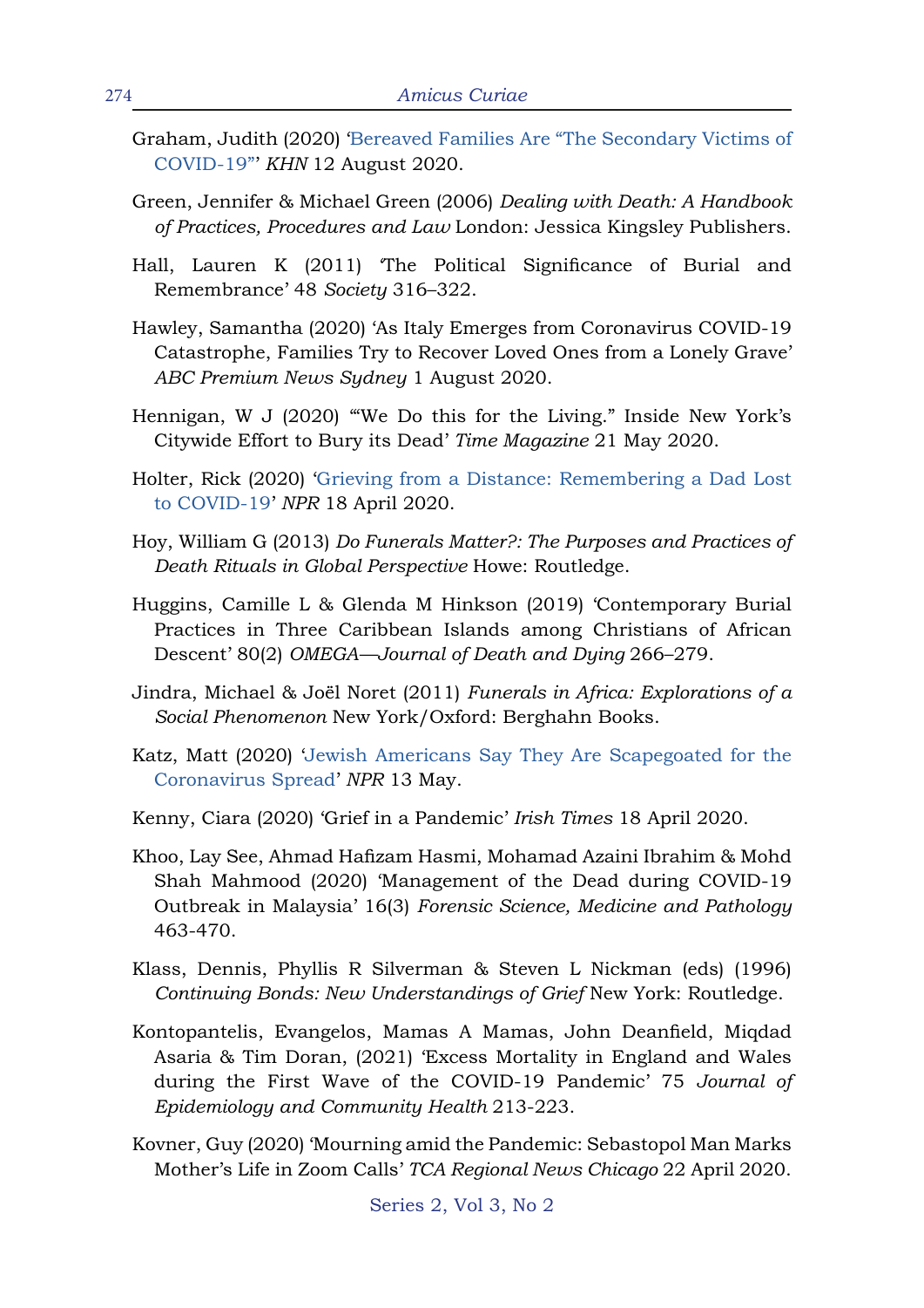Graham, Judith (2020) 'Bereaved Families Are "The Secondary Victims of COVID-19"' *KHN* 12 August 2020.

Green, Jennifer & Michael Green (2006) *Dealing with Death: A Handbook of Practices, Procedures and Law* London: Jessica Kingsley Publishers.

Hall, Lauren K (2011) 'The Political Significance of Burial and Remembrance' 48 *Society* 316–322.

Hawley, Samantha (2020) 'As Italy Emerges from Coronavirus COVID-19 Catastrophe, Families Try to Recover Loved Ones from a Lonely Grave' *ABC Premium News Sydney* 1 August 2020.

Hennigan, W J (2020) '"We Do this for the Living." Inside New York's Citywide Effort to Bury its Dead' *Time Magazine* 21 May 2020.

Holter, Rick (2020) 'Grieving from a Distance: Remembering a Dad Lost to COVID-19' *NPR* 18 April 2020.

Hoy, William G (2013) *Do Funerals Matter?: The Purposes and Practices of Death Rituals in Global Perspective* Howe: Routledge.

Huggins, Camille L & Glenda M Hinkson (2019) 'Contemporary Burial Practices in Three Caribbean Islands among Christians of African Descent' 80(2) *OMEGA—Journal of Death and Dying* 266–279.

Jindra, Michael & Joël Noret (2011) *Funerals in Africa: Explorations of a Social Phenomenon* New York/Oxford: Berghahn Books.

Katz, Matt (2020) 'Jewish Americans Say They Are Scapegoated for the Coronavirus Spread' *NPR* 13 May.

Kenny, Ciara (2020) 'Grief in a Pandemic' *Irish Times* 18 April 2020.

Khoo, Lay See, Ahmad Hafizam Hasmi, Mohamad Azaini Ibrahim & Mohd Shah Mahmood (2020) 'Management of the Dead during COVID-19 Outbreak in Malaysia' 16(3) *Forensic Science, Medicine and Pathology* 463-470.

Klass, Dennis, Phyllis R Silverman & Steven L Nickman (eds) (1996) *Continuing Bonds: New Understandings of Grief* New York: Routledge.

Kontopantelis, Evangelos, Mamas A Mamas, John Deanfield, Miqdad Asaria & Tim Doran, (2021) 'Excess Mortality in England and Wales during the First Wave of the COVID-19 Pandemic' 75 *Journal of Epidemiology and Community Health* 213-223.

Kovner, Guy (2020) 'Mourning amid the Pandemic: Sebastopol Man Marks Mother's Life in Zoom Calls' *TCA Regional News Chicago* 22 April 2020.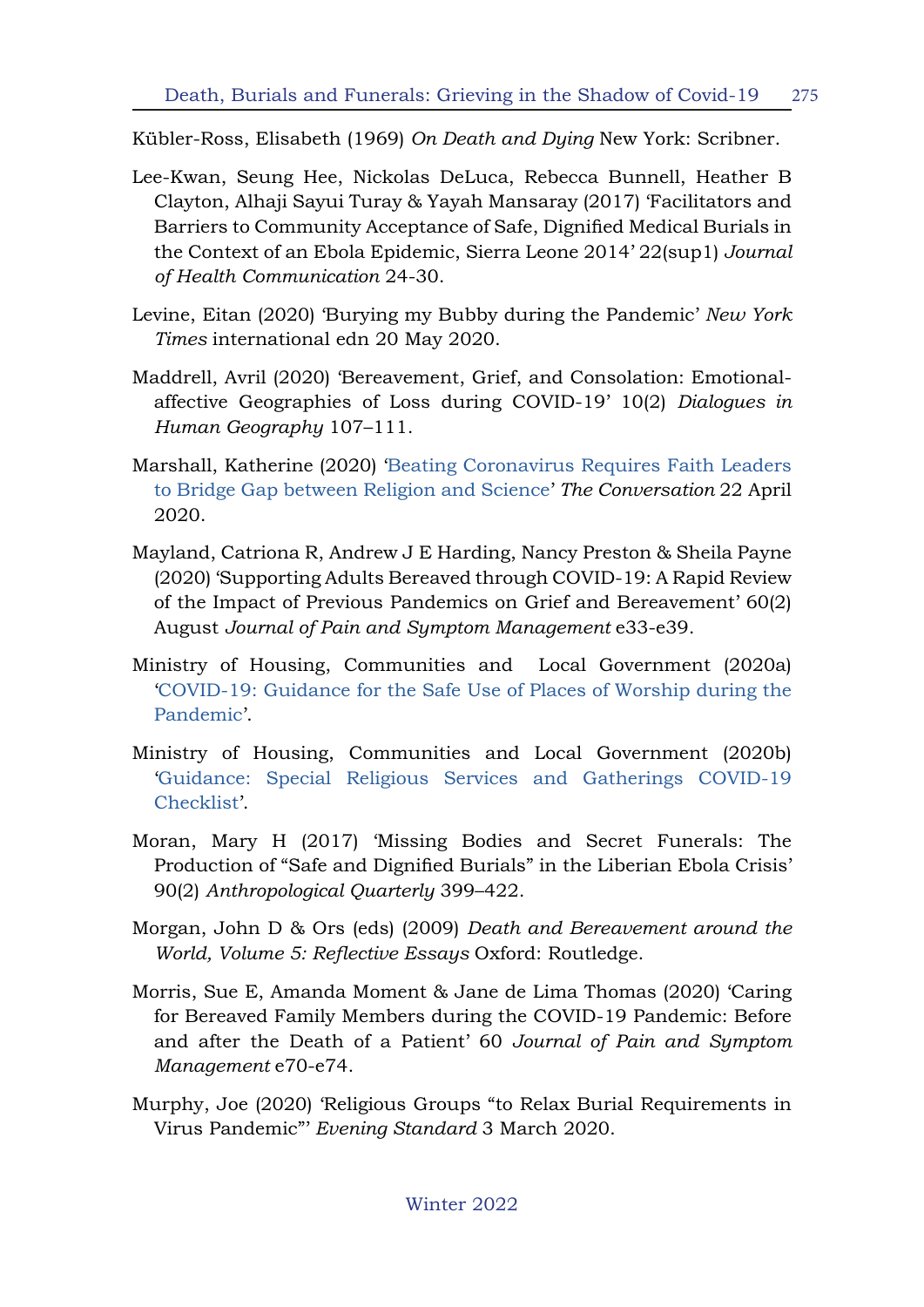Kübler-Ross, Elisabeth (1969) *On Death and Dying* New York: Scribner.

Lee-Kwan, Seung Hee, Nickolas DeLuca, Rebecca Bunnell, Heather B Clayton, Alhaji Sayui Turay & Yayah Mansaray (2017) 'Facilitators and Barriers to Community Acceptance of Safe, Dignified Medical Burials in the Context of an Ebola Epidemic, Sierra Leone 2014' 22(sup1) *Journal of Health Communication* 24-30.

Levine, Eitan (2020) 'Burying my Bubby during the Pandemic' *New York Times* international edn 20 May 2020.

Maddrell, Avril (2020) 'Bereavement, Grief, and Consolation: Emotional-affective Geographies of Loss during COVID-19' 10(2) *Dialogues in Human Geography* 107–111.

Marshall, Katherine (2020) 'Beating Coronavirus Requires Faith Leaders to Bridge Gap between Religion and Science' *The Conversation* 22 April 2020.

Mayland, Catriona R, Andrew J E Harding, Nancy Preston & Sheila Payne (2020) 'Supporting Adults Bereaved through COVID-19: A Rapid Review of the Impact of Previous Pandemics on Grief and Bereavement' 60(2) August *Journal of Pain and Symptom Management* e33-e39.

Ministry of Housing, Communities and Local Government (2020a) 'COVID-19: Guidance for the Safe Use of Places of Worship during the Pandemic'.

Ministry of Housing, Communities and Local Government (2020b) 'Guidance: Special Religious Services and Gatherings COVID-19 Checklist'.

Moran, Mary H (2017) 'Missing Bodies and Secret Funerals: The Production of "Safe and Dignified Burials" in the Liberian Ebola Crisis' 90(2) *Anthropological Quarterly* 399–422.

Morgan, John D & Ors (eds) (2009) *Death and Bereavement around the World, Volume 5: Reflective Essays* Oxford: Routledge.

Morris, Sue E, Amanda Moment & Jane de Lima Thomas (2020) 'Caring for Bereaved Family Members during the COVID-19 Pandemic: Before and after the Death of a Patient' 60 *Journal of Pain and Symptom Management* e70-e74.

Murphy, Joe (2020) 'Religious Groups "to Relax Burial Requirements in Virus Pandemic"' *Evening Standard* 3 March 2020.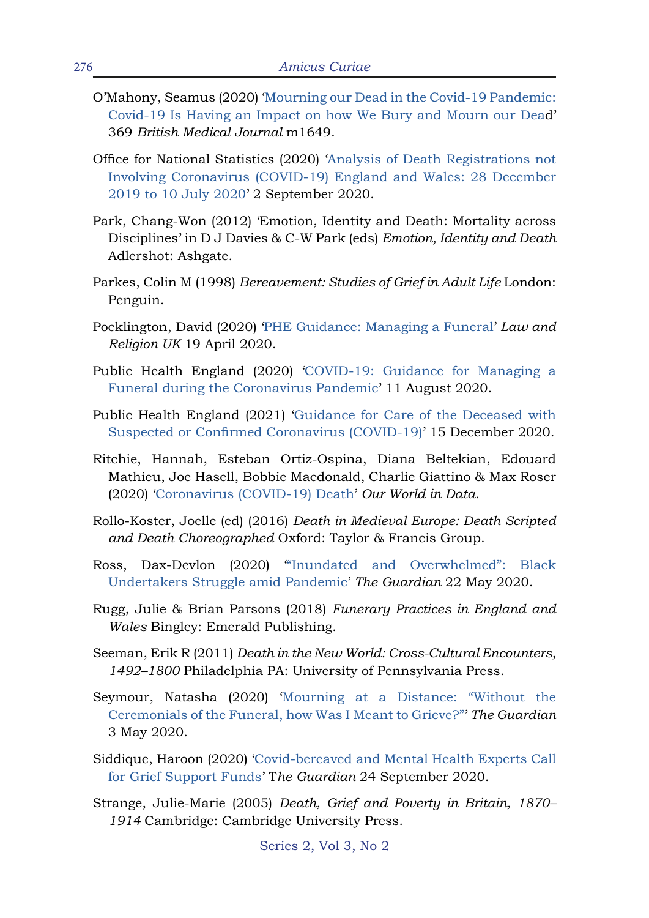O'Mahony, Seamus (2020) 'Mourning our Dead in the Covid-19 Pandemic: Covid-19 Is Having an Impact on how We Bury and Mourn our Dead' 369 *British Medical Journal* m1649.

Office for National Statistics (2020) 'Analysis of Death Registrations not Involving Coronavirus (COVID-19) England and Wales: 28 December 2019 to 10 July 2020' 2 September 2020.

Park, Chang-Won (2012) 'Emotion, Identity and Death: Mortality across Disciplines' in D J Davies & C-W Park (eds) *Emotion, Identity and Death* Adlershot: Ashgate.

Parkes, Colin M (1998) *Bereavement: Studies of Grief in Adult Life* London: Penguin.

Pocklington, David (2020) 'PHE Guidance: Managing a Funeral' *Law and Religion UK* 19 April 2020.

Public Health England (2020) 'COVID-19: Guidance for Managing a Funeral during the Coronavirus Pandemic' 11 August 2020.

Public Health England (2021) 'Guidance for Care of the Deceased with Suspected or Confirmed Coronavirus (COVID-19)' 15 December 2020.

Ritchie, Hannah, Esteban Ortiz-Ospina, Diana Beltekian, Edouard Mathieu, Joe Hasell, Bobbie Macdonald, Charlie Giattino & Max Roser (2020) 'Coronavirus (COVID-19) Death' *Our World in Data.*

Rollo-Koster, Joelle (ed) (2016) *Death in Medieval Europe: Death Scripted and Death Choreographed* Oxford: Taylor & Francis Group.

Ross, Dax-Devlon (2020) '"Inundated and Overwhelmed": Black Undertakers Struggle amid Pandemic' *The Guardian* 22 May 2020.

Rugg, Julie & Brian Parsons (2018) *Funerary Practices in England and Wales* Bingley: Emerald Publishing.

Seeman, Erik R (2011) *Death in the New World: Cross-Cultural Encounters, 1492–1800* Philadelphia PA: University of Pennsylvania Press.

Seymour, Natasha (2020) 'Mourning at a Distance: "Without the Ceremonials of the Funeral, how Was I Meant to Grieve?"' *The Guardian* 3 May 2020.

Siddique, Haroon (2020) 'Covid-bereaved and Mental Health Experts Call for Grief Support Funds' T*he Guardian* 24 September 2020.

Strange, Julie-Marie (2005) *Death, Grief and Poverty in Britain, 1870–1914* Cambridge: Cambridge University Press.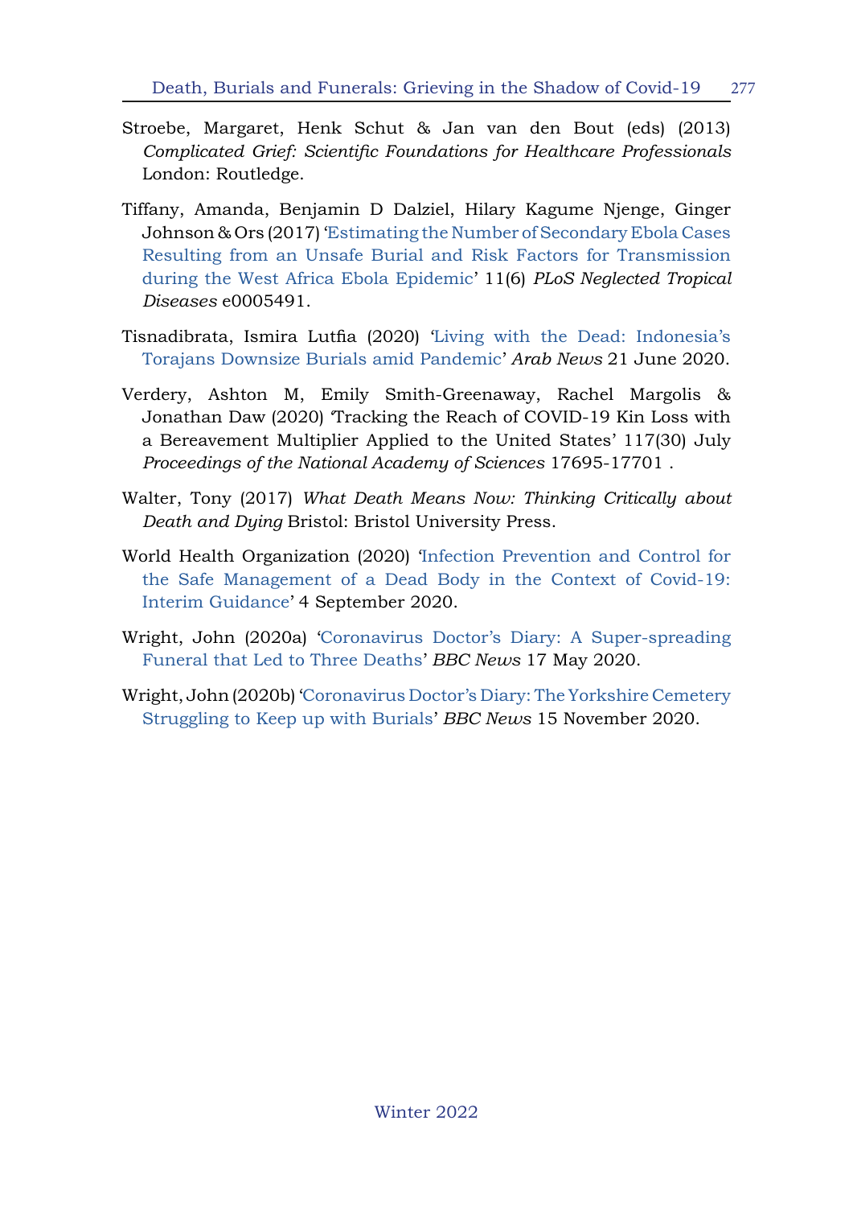Stroebe, Margaret, Henk Schut & Jan van den Bout (eds) (2013) *Complicated Grief: Scientific Foundations for Healthcare Professionals* London: Routledge.

Tiffany, Amanda, Benjamin D Dalziel, Hilary Kagume Njenge, Ginger Johnson & Ors (2017) 'Estimating the Number of Secondary Ebola Cases Resulting from an Unsafe Burial and Risk Factors for Transmission during the West Africa Ebola Epidemic' 11(6) *PLoS Neglected Tropical Diseases* e0005491.

Tisnadibrata, Ismira Lutfia (2020) 'Living with the Dead: Indonesia's Torajans Downsize Burials amid Pandemic' *Arab News* 21 June 2020.

Verdery, Ashton M, Emily Smith-Greenaway, Rachel Margolis & Jonathan Daw (2020) 'Tracking the Reach of COVID-19 Kin Loss with a Bereavement Multiplier Applied to the United States' 117(30) July *Proceedings of the National Academy of Sciences* 17695-17701 .

Walter, Tony (2017) *What Death Means Now: Thinking Critically about Death and Dying* Bristol: Bristol University Press.

World Health Organization (2020) 'Infection Prevention and Control for the Safe Management of a Dead Body in the Context of Covid-19: Interim Guidance' 4 September 2020.

Wright, John (2020a) 'Coronavirus Doctor's Diary: A Super-spreading Funeral that Led to Three Deaths' *BBC News* 17 May 2020.

Wright, John (2020b) 'Coronavirus Doctor's Diary: The Yorkshire Cemetery Struggling to Keep up with Burials' *BBC News* 15 November 2020.